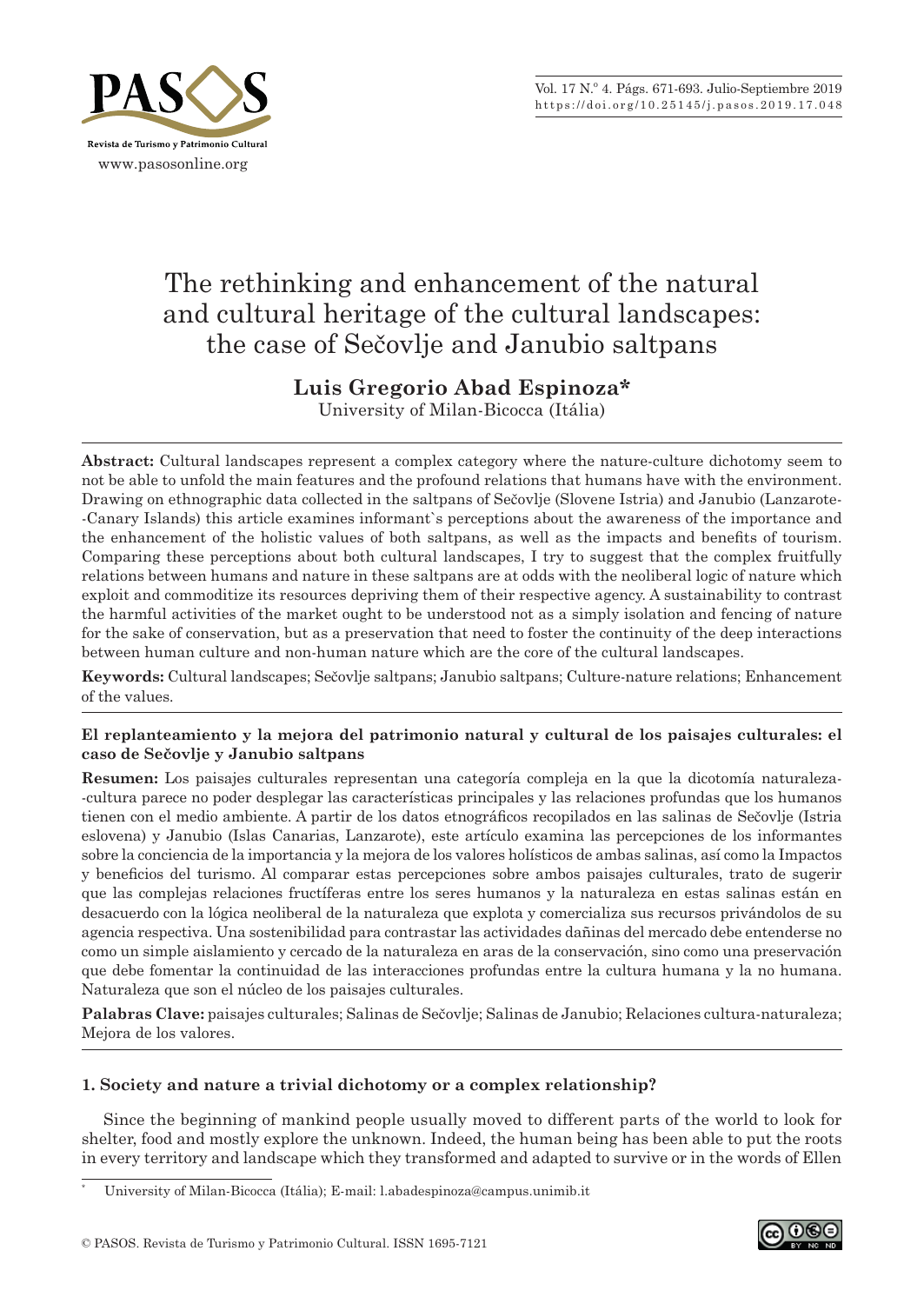# The rethinking and enhancement of the natural and cultural heritage of the cultural landscapes: the case of Sečovlje and Janubio saltpans

**Luis Gregorio Abad Espinoza***

University of Milan-Bicocca (Itália)

**Abstract:** Cultural landscapes represent a complex category where the nature-culture dichotomy seem to not be able to unfold the main features and the profound relations that humans have with the environment. Drawing on ethnographic data collected in the saltpans of Sečovlje (Slovene Istria) and Janubio (Lanzarote--Canary Islands) this article examines informant`s perceptions about the awareness of the importance and the enhancement of the holistic values of both saltpans, as well as the impacts and benefits of tourism. Comparing these perceptions about both cultural landscapes, I try to suggest that the complex fruitfully relations between humans and nature in these saltpans are at odds with the neoliberal logic of nature which exploit and commoditize its resources depriving them of their respective agency. A sustainability to contrast the harmful activities of the market ought to be understood not as a simply isolation and fencing of nature for the sake of conservation, but as a preservation that need to foster the continuity of the deep interactions between human culture and non-human nature which are the core of the cultural landscapes.

**Keywords:** Cultural landscapes; Sečovlje saltpans; Janubio saltpans; Culture-nature relations; Enhancement of the values.

**El replanteamiento y la mejora del patrimonio natural y cultural de los paisajes culturales: el caso de Sečovlje y Janubio saltpans**

**Resumen:** Los paisajes culturales representan una categoría compleja en la que la dicotomía naturaleza--cultura parece no poder desplegar las características principales y las relaciones profundas que los humanos tienen con el medio ambiente. A partir de los datos etnográficos recopilados en las salinas de Sečovlje (Istria eslovena) y Janubio (Islas Canarias, Lanzarote), este artículo examina las percepciones de los informantes sobre la conciencia de la importancia y la mejora de los valores holísticos de ambas salinas, así como la Impactos y beneficios del turismo. Al comparar estas percepciones sobre ambos paisajes culturales, trato de sugerir que las complejas relaciones fructíferas entre los seres humanos y la naturaleza en estas salinas están en desacuerdo con la lógica neoliberal de la naturaleza que explota y comercializa sus recursos privándolos de su agencia respectiva. Una sostenibilidad para contrastar las actividades dañinas del mercado debe entenderse no como un simple aislamiento y cercado de la naturaleza en aras de la conservación, sino como una preservación que debe fomentar la continuidad de las interacciones profundas entre la cultura humana y la no humana. Naturaleza que son el núcleo de los paisajes culturales.

**Palabras Clave:** paisajes culturales; Salinas de Sečovlje; Salinas de Janubio; Relaciones cultura-naturaleza; Mejora de los valores.

## 1. Society and nature a trivial dichotomy or a complex relationship?

Since the beginning of mankind people usually moved to different parts of the world to look for shelter, food and mostly explore the unknown. Indeed, the human being has been able to put the roots in every territory and landscape which they transformed and adapted to survive or in the words of Ellen

---

* University of Milan-Bicocca (Itália); E-mail: l.abadespinoza@campus.unimib.it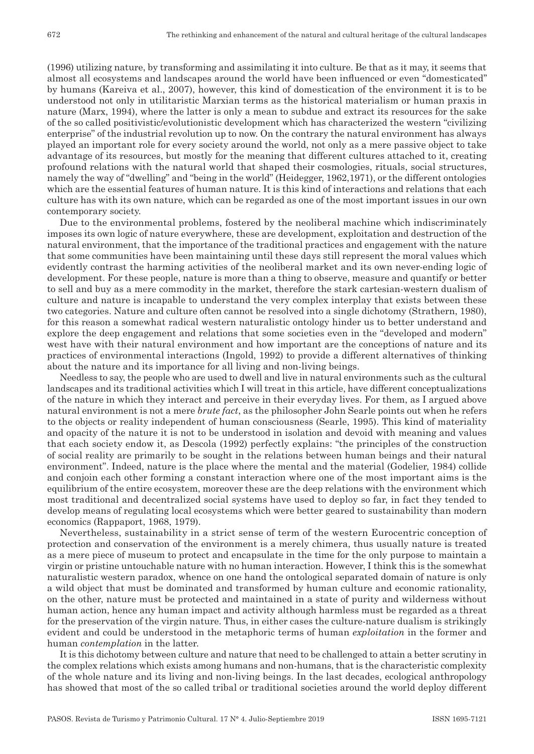(1996) utilizing nature, by transforming and assimilating it into culture. Be that as it may, it seems that almost all ecosystems and landscapes around the world have been influenced or even "domesticated" by humans (Kareiva et al., 2007), however, this kind of domestication of the environment it is to be understood not only in utilitaristic Marxian terms as the historical materialism or human praxis in nature (Marx, 1994), where the latter is only a mean to subdue and extract its resources for the sake of the so called positivistic/evolutionistic development which has characterized the western "civilizing enterprise" of the industrial revolution up to now. On the contrary the natural environment has always played an important role for every society around the world, not only as a mere passive object to take advantage of its resources, but mostly for the meaning that different cultures attached to it, creating profound relations with the natural world that shaped their cosmologies, rituals, social structures, namely the way of "dwelling" and "being in the world" (Heidegger, 1962,1971), or the different ontologies which are the essential features of human nature. It is this kind of interactions and relations that each culture has with its own nature, which can be regarded as one of the most important issues in our own contemporary society.

Due to the environmental problems, fostered by the neoliberal machine which indiscriminately imposes its own logic of nature everywhere, these are development, exploitation and destruction of the natural environment, that the importance of the traditional practices and engagement with the nature that some communities have been maintaining until these days still represent the moral values which evidently contrast the harming activities of the neoliberal market and its own never-ending logic of development. For these people, nature is more than a thing to observe, measure and quantify or better to sell and buy as a mere commodity in the market, therefore the stark cartesian-western dualism of culture and nature is incapable to understand the very complex interplay that exists between these two categories. Nature and culture often cannot be resolved into a single dichotomy (Strathern, 1980), for this reason a somewhat radical western naturalistic ontology hinder us to better understand and explore the deep engagement and relations that some societies even in the "developed and modern" west have with their natural environment and how important are the conceptions of nature and its practices of environmental interactions (Ingold, 1992) to provide a different alternatives of thinking about the nature and its importance for all living and non-living beings.

Needless to say, the people who are used to dwell and live in natural environments such as the cultural landscapes and its traditional activities which I will treat in this article, have different conceptualizations of the nature in which they interact and perceive in their everyday lives. For them, as I argued above natural environment is not a mere *brute fact*, as the philosopher John Searle points out when he refers to the objects or reality independent of human consciousness (Searle, 1995). This kind of materiality and opacity of the nature it is not to be understood in isolation and devoid with meaning and values that each society endow it, as Descola (1992) perfectly explains: "the principles of the construction of social reality are primarily to be sought in the relations between human beings and their natural environment". Indeed, nature is the place where the mental and the material (Godelier, 1984) collide and conjoin each other forming a constant interaction where one of the most important aims is the equilibrium of the entire ecosystem, moreover these are the deep relations with the environment which most traditional and decentralized social systems have used to deploy so far, in fact they tended to develop means of regulating local ecosystems which were better geared to sustainability than modern economics (Rappaport, 1968, 1979).

Nevertheless, sustainability in a strict sense of term of the western Eurocentric conception of protection and conservation of the environment is a merely chimera, thus usually nature is treated as a mere piece of museum to protect and encapsulate in the time for the only purpose to maintain a virgin or pristine untouchable nature with no human interaction. However, I think this is the somewhat naturalistic western paradox, whence on one hand the ontological separated domain of nature is only a wild object that must be dominated and transformed by human culture and economic rationality, on the other, nature must be protected and maintained in a state of purity and wilderness without human action, hence any human impact and activity although harmless must be regarded as a threat for the preservation of the virgin nature. Thus, in either cases the culture-nature dualism is strikingly evident and could be understood in the metaphoric terms of human *exploitation* in the former and human *contemplation* in the latter.

It is this dichotomy between culture and nature that need to be challenged to attain a better scrutiny in the complex relations which exists among humans and non-humans, that is the characteristic complexity of the whole nature and its living and non-living beings. In the last decades, ecological anthropology has showed that most of the so called tribal or traditional societies around the world deploy different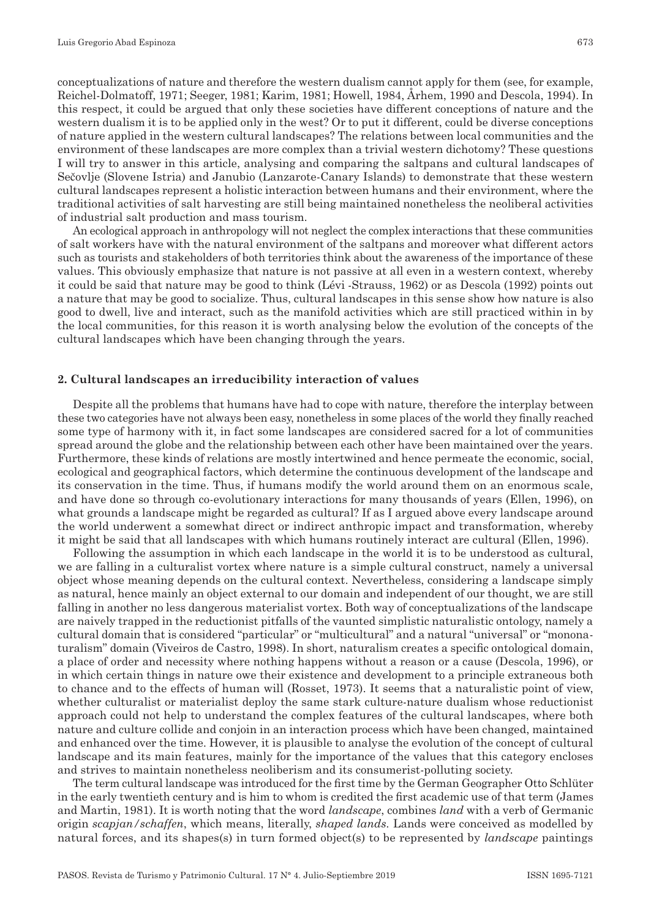conceptualizations of nature and therefore the western dualism cannot apply for them (see, for example, Reichel-Dolmatoff, 1971; Seeger, 1981; Karim, 1981; Howell, 1984, Århem, 1990 and Descola, 1994). In this respect, it could be argued that only these societies have different conceptions of nature and the western dualism it is to be applied only in the west? Or to put it different, could be diverse conceptions of nature applied in the western cultural landscapes? The relations between local communities and the environment of these landscapes are more complex than a trivial western dichotomy? These questions I will try to answer in this article, analysing and comparing the saltpans and cultural landscapes of Sečovlje (Slovene Istria) and Janubio (Lanzarote-Canary Islands) to demonstrate that these western cultural landscapes represent a holistic interaction between humans and their environment, where the traditional activities of salt harvesting are still being maintained nonetheless the neoliberal activities of industrial salt production and mass tourism.

An ecological approach in anthropology will not neglect the complex interactions that these communities of salt workers have with the natural environment of the saltpans and moreover what different actors such as tourists and stakeholders of both territories think about the awareness of the importance of these values. This obviously emphasize that nature is not passive at all even in a western context, whereby it could be said that nature may be good to think (Lévi -Strauss, 1962) or as Descola (1992) points out a nature that may be good to socialize. Thus, cultural landscapes in this sense show how nature is also good to dwell, live and interact, such as the manifold activities which are still practiced within in by the local communities, for this reason it is worth analysing below the evolution of the concepts of the cultural landscapes which have been changing through the years.

## 2. Cultural landscapes an irreducibility interaction of values

Despite all the problems that humans have had to cope with nature, therefore the interplay between these two categories have not always been easy, nonetheless in some places of the world they finally reached some type of harmony with it, in fact some landscapes are considered sacred for a lot of communities spread around the globe and the relationship between each other have been maintained over the years. Furthermore, these kinds of relations are mostly intertwined and hence permeate the economic, social, ecological and geographical factors, which determine the continuous development of the landscape and its conservation in the time. Thus, if humans modify the world around them on an enormous scale, and have done so through co-evolutionary interactions for many thousands of years (Ellen, 1996), on what grounds a landscape might be regarded as cultural? If as I argued above every landscape around the world underwent a somewhat direct or indirect anthropic impact and transformation, whereby it might be said that all landscapes with which humans routinely interact are cultural (Ellen, 1996).

Following the assumption in which each landscape in the world it is to be understood as cultural, we are falling in a culturalist vortex where nature is a simple cultural construct, namely a universal object whose meaning depends on the cultural context. Nevertheless, considering a landscape simply as natural, hence mainly an object external to our domain and independent of our thought, we are still falling in another no less dangerous materialist vortex. Both way of conceptualizations of the landscape are naively trapped in the reductionist pitfalls of the vaunted simplistic naturalistic ontology, namely a cultural domain that is considered "particular" or "multicultural" and a natural "universal" or "mononaturalism" domain (Viveiros de Castro, 1998). In short, naturalism creates a specific ontological domain, a place of order and necessity where nothing happens without a reason or a cause (Descola, 1996), or in which certain things in nature owe their existence and development to a principle extraneous both to chance and to the effects of human will (Rosset, 1973). It seems that a naturalistic point of view, whether culturalist or materialist deploy the same stark culture-nature dualism whose reductionist approach could not help to understand the complex features of the cultural landscapes, where both nature and culture collide and conjoin in an interaction process which have been changed, maintained and enhanced over the time. However, it is plausible to analyse the evolution of the concept of cultural landscape and its main features, mainly for the importance of the values that this category encloses and strives to maintain nonetheless neoliberism and its consumerist-polluting society.

The term cultural landscape was introduced for the first time by the German Geographer Otto Schlüter in the early twentieth century and is him to whom is credited the first academic use of that term (James and Martin, 1981). It is worth noting that the word *landscape*, combines *land* with a verb of Germanic origin *scapjan/schaffen*, which means, literally, *shaped lands*. Lands were conceived as modelled by natural forces, and its shapes(s) in turn formed object(s) to be represented by *landscape* paintings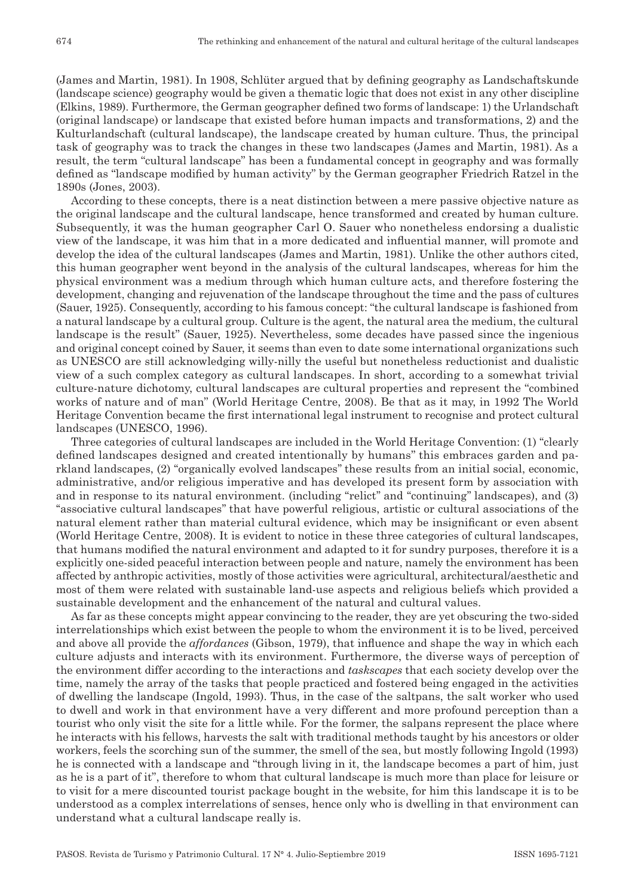(James and Martin, 1981). In 1908, Schlüter argued that by defining geography as Landschaftskunde (landscape science) geography would be given a thematic logic that does not exist in any other discipline (Elkins, 1989). Furthermore, the German geographer defined two forms of landscape: 1) the Urlandschaft (original landscape) or landscape that existed before human impacts and transformations, 2) and the Kulturlandschaft (cultural landscape), the landscape created by human culture. Thus, the principal task of geography was to track the changes in these two landscapes (James and Martin, 1981). As a result, the term "cultural landscape" has been a fundamental concept in geography and was formally defined as "landscape modified by human activity" by the German geographer Friedrich Ratzel in the 1890s (Jones, 2003).

According to these concepts, there is a neat distinction between a mere passive objective nature as the original landscape and the cultural landscape, hence transformed and created by human culture. Subsequently, it was the human geographer Carl O. Sauer who nonetheless endorsing a dualistic view of the landscape, it was him that in a more dedicated and influential manner, will promote and develop the idea of the cultural landscapes (James and Martin, 1981). Unlike the other authors cited, this human geographer went beyond in the analysis of the cultural landscapes, whereas for him the physical environment was a medium through which human culture acts, and therefore fostering the development, changing and rejuvenation of the landscape throughout the time and the pass of cultures (Sauer, 1925). Consequently, according to his famous concept: "the cultural landscape is fashioned from a natural landscape by a cultural group. Culture is the agent, the natural area the medium, the cultural landscape is the result" (Sauer, 1925). Nevertheless, some decades have passed since the ingenious and original concept coined by Sauer, it seems than even to date some international organizations such as UNESCO are still acknowledging willy-nilly the useful but nonetheless reductionist and dualistic view of a such complex category as cultural landscapes. In short, according to a somewhat trivial culture-nature dichotomy, cultural landscapes are cultural properties and represent the "combined works of nature and of man" (World Heritage Centre, 2008). Be that as it may, in 1992 The World Heritage Convention became the first international legal instrument to recognise and protect cultural landscapes (UNESCO, 1996).

Three categories of cultural landscapes are included in the World Heritage Convention: (1) "clearly defined landscapes designed and created intentionally by humans" this embraces garden and parkland landscapes, (2) "organically evolved landscapes" these results from an initial social, economic, administrative, and/or religious imperative and has developed its present form by association with and in response to its natural environment. (including "relict" and "continuing" landscapes), and (3) "associative cultural landscapes" that have powerful religious, artistic or cultural associations of the natural element rather than material cultural evidence, which may be insignificant or even absent (World Heritage Centre, 2008). It is evident to notice in these three categories of cultural landscapes, that humans modified the natural environment and adapted to it for sundry purposes, therefore it is a explicitly one-sided peaceful interaction between people and nature, namely the environment has been affected by anthropic activities, mostly of those activities were agricultural, architectural/aesthetic and most of them were related with sustainable land-use aspects and religious beliefs which provided a sustainable development and the enhancement of the natural and cultural values.

As far as these concepts might appear convincing to the reader, they are yet obscuring the two-sided interrelationships which exist between the people to whom the environment it is to be lived, perceived and above all provide the *affordances* (Gibson, 1979), that influence and shape the way in which each culture adjusts and interacts with its environment. Furthermore, the diverse ways of perception of the environment differ according to the interactions and *taskscapes* that each society develop over the time, namely the array of the tasks that people practiced and fostered being engaged in the activities of dwelling the landscape (Ingold, 1993). Thus, in the case of the saltpans, the salt worker who used to dwell and work in that environment have a very different and more profound perception than a tourist who only visit the site for a little while. For the former, the salpans represent the place where he interacts with his fellows, harvests the salt with traditional methods taught by his ancestors or older workers, feels the scorching sun of the summer, the smell of the sea, but mostly following Ingold (1993) he is connected with a landscape and "through living in it, the landscape becomes a part of him, just as he is a part of it", therefore to whom that cultural landscape is much more than place for leisure or to visit for a mere discounted tourist package bought in the website, for him this landscape it is to be understood as a complex interrelations of senses, hence only who is dwelling in that environment can understand what a cultural landscape really is.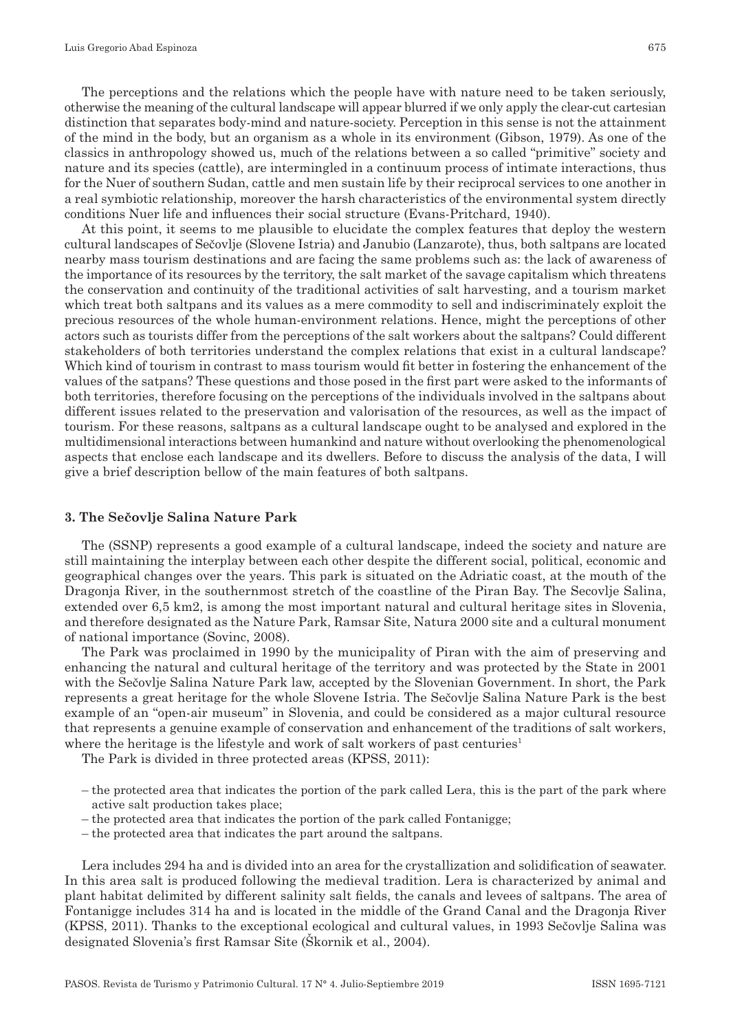The perceptions and the relations which the people have with nature need to be taken seriously, otherwise the meaning of the cultural landscape will appear blurred if we only apply the clear-cut cartesian distinction that separates body-mind and nature-society. Perception in this sense is not the attainment of the mind in the body, but an organism as a whole in its environment (Gibson, 1979). As one of the classics in anthropology showed us, much of the relations between a so called "primitive" society and nature and its species (cattle), are intermingled in a continuum process of intimate interactions, thus for the Nuer of southern Sudan, cattle and men sustain life by their reciprocal services to one another in a real symbiotic relationship, moreover the harsh characteristics of the environmental system directly conditions Nuer life and influences their social structure (Evans-Pritchard, 1940).

At this point, it seems to me plausible to elucidate the complex features that deploy the western cultural landscapes of Sečovlje (Slovene Istria) and Janubio (Lanzarote), thus, both saltpans are located nearby mass tourism destinations and are facing the same problems such as: the lack of awareness of the importance of its resources by the territory, the salt market of the savage capitalism which threatens the conservation and continuity of the traditional activities of salt harvesting, and a tourism market which treat both saltpans and its values as a mere commodity to sell and indiscriminately exploit the precious resources of the whole human-environment relations. Hence, might the perceptions of other actors such as tourists differ from the perceptions of the salt workers about the saltpans? Could different stakeholders of both territories understand the complex relations that exist in a cultural landscape? Which kind of tourism in contrast to mass tourism would fit better in fostering the enhancement of the values of the satpans? These questions and those posed in the first part were asked to the informants of both territories, therefore focusing on the perceptions of the individuals involved in the saltpans about different issues related to the preservation and valorisation of the resources, as well as the impact of tourism. For these reasons, saltpans as a cultural landscape ought to be analysed and explored in the multidimensional interactions between humankind and nature without overlooking the phenomenological aspects that enclose each landscape and its dwellers. Before to discuss the analysis of the data, I will give a brief description bellow of the main features of both saltpans.

## 3. The Sečovlje Salina Nature Park

The (SSNP) represents a good example of a cultural landscape, indeed the society and nature are still maintaining the interplay between each other despite the different social, political, economic and geographical changes over the years. This park is situated on the Adriatic coast, at the mouth of the Dragonja River, in the southernmost stretch of the coastline of the Piran Bay. The Secovlje Salina, extended over 6,5 km2, is among the most important natural and cultural heritage sites in Slovenia, and therefore designated as the Nature Park, Ramsar Site, Natura 2000 site and a cultural monument of national importance (Sovinc, 2008).

The Park was proclaimed in 1990 by the municipality of Piran with the aim of preserving and enhancing the natural and cultural heritage of the territory and was protected by the State in 2001 with the Sečovlje Salina Nature Park law, accepted by the Slovenian Government. In short, the Park represents a great heritage for the whole Slovene Istria. The Sečovlje Salina Nature Park is the best example of an "open-air museum" in Slovenia, and could be considered as a major cultural resource that represents a genuine example of conservation and enhancement of the traditions of salt workers, where the heritage is the lifestyle and work of salt workers of past centuries[1]

The Park is divided in three protected areas (KPSS, 2011):

– the protected area that indicates the portion of the park called Lera, this is the part of the park where active salt production takes place;
– the protected area that indicates the portion of the park called Fontanigge;
– the protected area that indicates the part around the saltpans.

Lera includes 294 ha and is divided into an area for the crystallization and solidification of seawater. In this area salt is produced following the medieval tradition. Lera is characterized by animal and plant habitat delimited by different salinity salt fields, the canals and levees of saltpans. The area of Fontanigge includes 314 ha and is located in the middle of the Grand Canal and the Dragonja River (KPSS, 2011). Thanks to the exceptional ecological and cultural values, in 1993 Sečovlje Salina was designated Slovenia's first Ramsar Site (Škornik et al., 2004).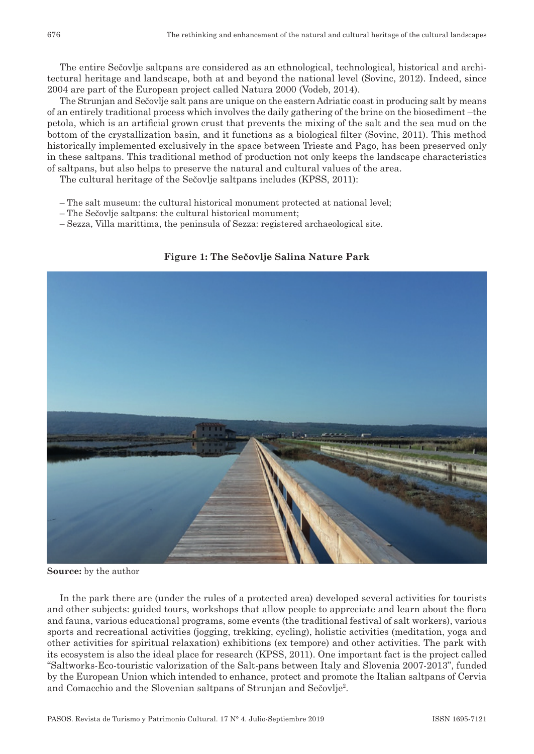The entire Sečovlje saltpans are considered as an ethnological, technological, historical and architectural heritage and landscape, both at and beyond the national level (Sovinc, 2012). Indeed, since 2004 are part of the European project called Natura 2000 (Vodeb, 2014).

The Strunjan and Sečovlje salt pans are unique on the eastern Adriatic coast in producing salt by means of an entirely traditional process which involves the daily gathering of the brine on the biosediment –the petola, which is an artificial grown crust that prevents the mixing of the salt and the sea mud on the bottom of the crystallization basin, and it functions as a biological filter (Sovinc, 2011). This method historically implemented exclusively in the space between Trieste and Pago, has been preserved only in these saltpans. This traditional method of production not only keeps the landscape characteristics of saltpans, but also helps to preserve the natural and cultural values of the area.

The cultural heritage of the Sečovlje saltpans includes (KPSS, 2011):

– The salt museum: the cultural historical monument protected at national level;
– The Sečovlje saltpans: the cultural historical monument;
– Sezza, Villa marittima, the peninsula of Sezza: registered archaeological site.

**Figure 1: The Sečovlje Salina Nature Park**

**Source:** by the author

In the park there are (under the rules of a protected area) developed several activities for tourists and other subjects: guided tours, workshops that allow people to appreciate and learn about the flora and fauna, various educational programs, some events (the traditional festival of salt workers), various sports and recreational activities (jogging, trekking, cycling), holistic activities (meditation, yoga and other activities for spiritual relaxation) exhibitions (ex tempore) and other activities. The park with its ecosystem is also the ideal place for research (KPSS, 2011). One important fact is the project called "Saltworks-Eco-touristic valorization of the Salt-pans between Italy and Slovenia 2007-2013", funded by the European Union which intended to enhance, protect and promote the Italian saltpans of Cervia and Comacchio and the Slovenian saltpans of Strunjan and Sečovlje[2].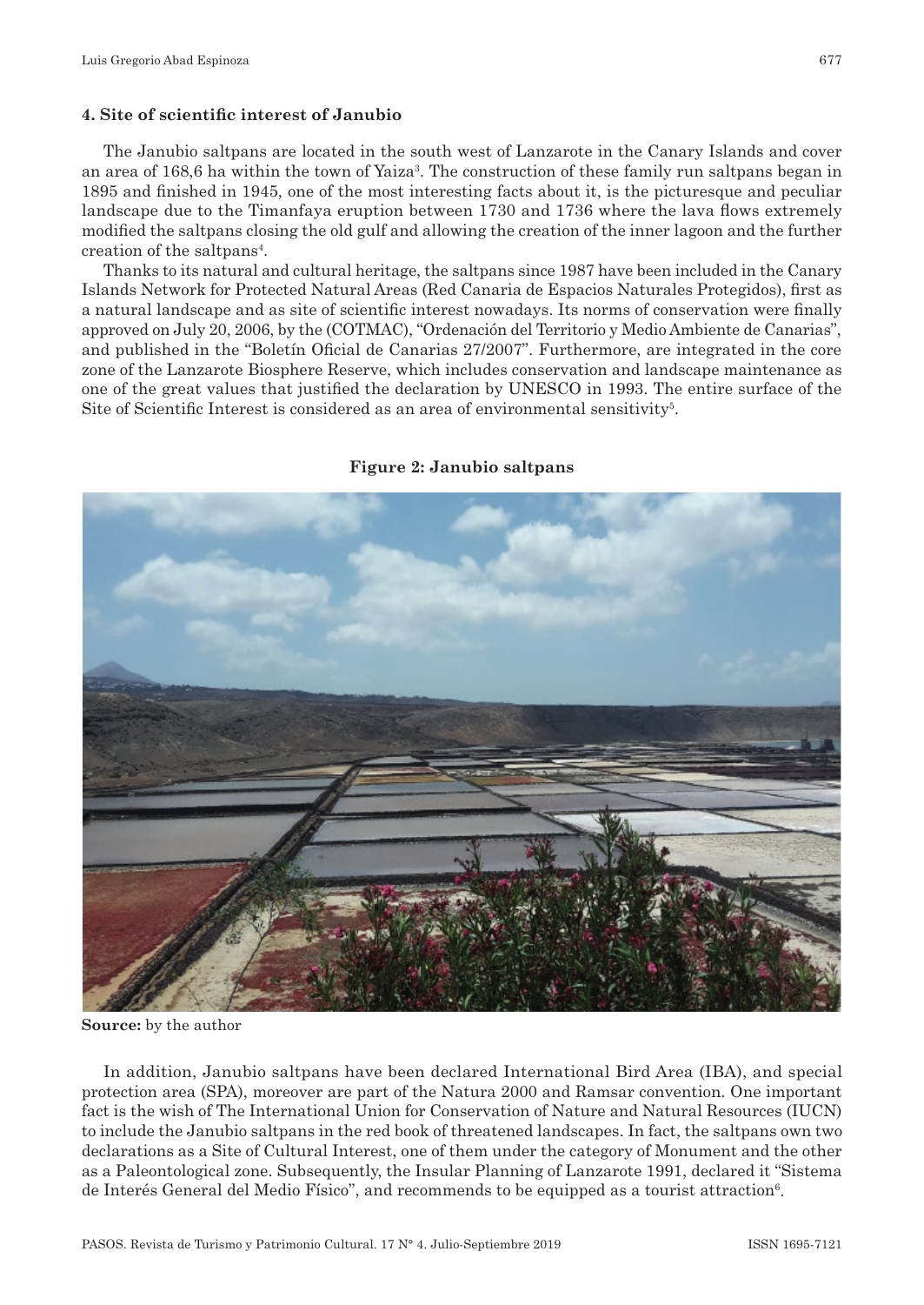### 4. Site of scientific interest of Janubio

The Janubio saltpans are located in the south west of Lanzarote in the Canary Islands and cover an area of 168,6 ha within the town of Yaiza[3]. The construction of these family run saltpans began in 1895 and finished in 1945, one of the most interesting facts about it, is the picturesque and peculiar landscape due to the Timanfaya eruption between 1730 and 1736 where the lava flows extremely modified the saltpans closing the old gulf and allowing the creation of the inner lagoon and the further creation of the saltpans[4].

Thanks to its natural and cultural heritage, the saltpans since 1987 have been included in the Canary Islands Network for Protected Natural Areas (Red Canaria de Espacios Naturales Protegidos), first as a natural landscape and as site of scientific interest nowadays. Its norms of conservation were finally approved on July 20, 2006, by the (COTMAC), "Ordenación del Territorio y Medio Ambiente de Canarias", and published in the "Boletín Oficial de Canarias 27/2007". Furthermore, are integrated in the core zone of the Lanzarote Biosphere Reserve, which includes conservation and landscape maintenance as one of the great values that justified the declaration by UNESCO in 1993. The entire surface of the Site of Scientific Interest is considered as an area of environmental sensitivity[5].

**Figure 2: Janubio saltpans**

**Source:** by the author

In addition, Janubio saltpans have been declared International Bird Area (IBA), and special protection area (SPA), moreover are part of the Natura 2000 and Ramsar convention. One important fact is the wish of The International Union for Conservation of Nature and Natural Resources (IUCN) to include the Janubio saltpans in the red book of threatened landscapes. In fact, the saltpans own two declarations as a Site of Cultural Interest, one of them under the category of Monument and the other as a Paleontological zone. Subsequently, the Insular Planning of Lanzarote 1991, declared it "Sistema de Interés General del Medio Físico", and recommends to be equipped as a tourist attraction[6].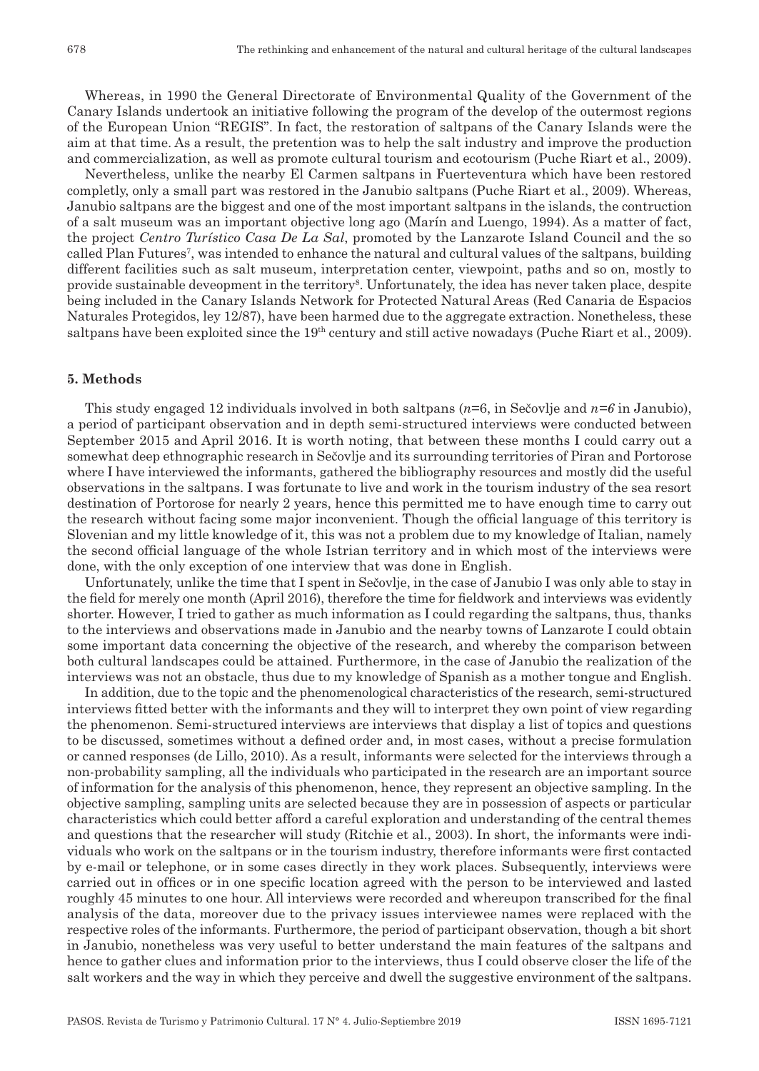Whereas, in 1990 the General Directorate of Environmental Quality of the Government of the Canary Islands undertook an initiative following the program of the develop of the outermost regions of the European Union "REGIS". In fact, the restoration of saltpans of the Canary Islands were the aim at that time. As a result, the pretention was to help the salt industry and improve the production and commercialization, as well as promote cultural tourism and ecotourism (Puche Riart et al., 2009).

Nevertheless, unlike the nearby El Carmen saltpans in Fuerteventura which have been restored completly, only a small part was restored in the Janubio saltpans (Puche Riart et al., 2009). Whereas, Janubio saltpans are the biggest and one of the most important saltpans in the islands, the contruction of a salt museum was an important objective long ago (Marín and Luengo, 1994). As a matter of fact, the project *Centro Turístico Casa De La Sal*, promoted by the Lanzarote Island Council and the so called Plan Futures[7], was intended to enhance the natural and cultural values of the saltpans, building different facilities such as salt museum, interpretation center, viewpoint, paths and so on, mostly to provide sustainable deveopment in the territory[8]. Unfortunately, the idea has never taken place, despite being included in the Canary Islands Network for Protected Natural Areas (Red Canaria de Espacios Naturales Protegidos, ley 12/87), have been harmed due to the aggregate extraction. Nonetheless, these saltpans have been exploited since the 19th century and still active nowadays (Puche Riart et al., 2009).

### 5. Methods

This study engaged 12 individuals involved in both saltpans ($n$=6, in Sečovlje and $n$=6 in Janubio), a period of participant observation and in depth semi-structured interviews were conducted between September 2015 and April 2016. It is worth noting, that between these months I could carry out a somewhat deep ethnographic research in Sečovlje and its surrounding territories of Piran and Portorose where I have interviewed the informants, gathered the bibliography resources and mostly did the useful observations in the saltpans. I was fortunate to live and work in the tourism industry of the sea resort destination of Portorose for nearly 2 years, hence this permitted me to have enough time to carry out the research without facing some major inconvenient. Though the official language of this territory is Slovenian and my little knowledge of it, this was not a problem due to my knowledge of Italian, namely the second official language of the whole Istrian territory and in which most of the interviews were done, with the only exception of one interview that was done in English.

Unfortunately, unlike the time that I spent in Sečovlje, in the case of Janubio I was only able to stay in the field for merely one month (April 2016), therefore the time for fieldwork and interviews was evidently shorter. However, I tried to gather as much information as I could regarding the saltpans, thus, thanks to the interviews and observations made in Janubio and the nearby towns of Lanzarote I could obtain some important data concerning the objective of the research, and whereby the comparison between both cultural landscapes could be attained. Furthermore, in the case of Janubio the realization of the interviews was not an obstacle, thus due to my knowledge of Spanish as a mother tongue and English.

In addition, due to the topic and the phenomenological characteristics of the research, semi-structured interviews fitted better with the informants and they will to interpret they own point of view regarding the phenomenon. Semi-structured interviews are interviews that display a list of topics and questions to be discussed, sometimes without a defined order and, in most cases, without a precise formulation or canned responses (de Lillo, 2010). As a result, informants were selected for the interviews through a non-probability sampling, all the individuals who participated in the research are an important source of information for the analysis of this phenomenon, hence, they represent an objective sampling. In the objective sampling, sampling units are selected because they are in possession of aspects or particular characteristics which could better afford a careful exploration and understanding of the central themes and questions that the researcher will study (Ritchie et al., 2003). In short, the informants were individuals who work on the saltpans or in the tourism industry, therefore informants were first contacted by e-mail or telephone, or in some cases directly in they work places. Subsequently, interviews were carried out in offices or in one specific location agreed with the person to be interviewed and lasted roughly 45 minutes to one hour. All interviews were recorded and whereupon transcribed for the final analysis of the data, moreover due to the privacy issues interviewee names were replaced with the respective roles of the informants. Furthermore, the period of participant observation, though a bit short in Janubio, nonetheless was very useful to better understand the main features of the saltpans and hence to gather clues and information prior to the interviews, thus I could observe closer the life of the salt workers and the way in which they perceive and dwell the suggestive environment of the saltpans.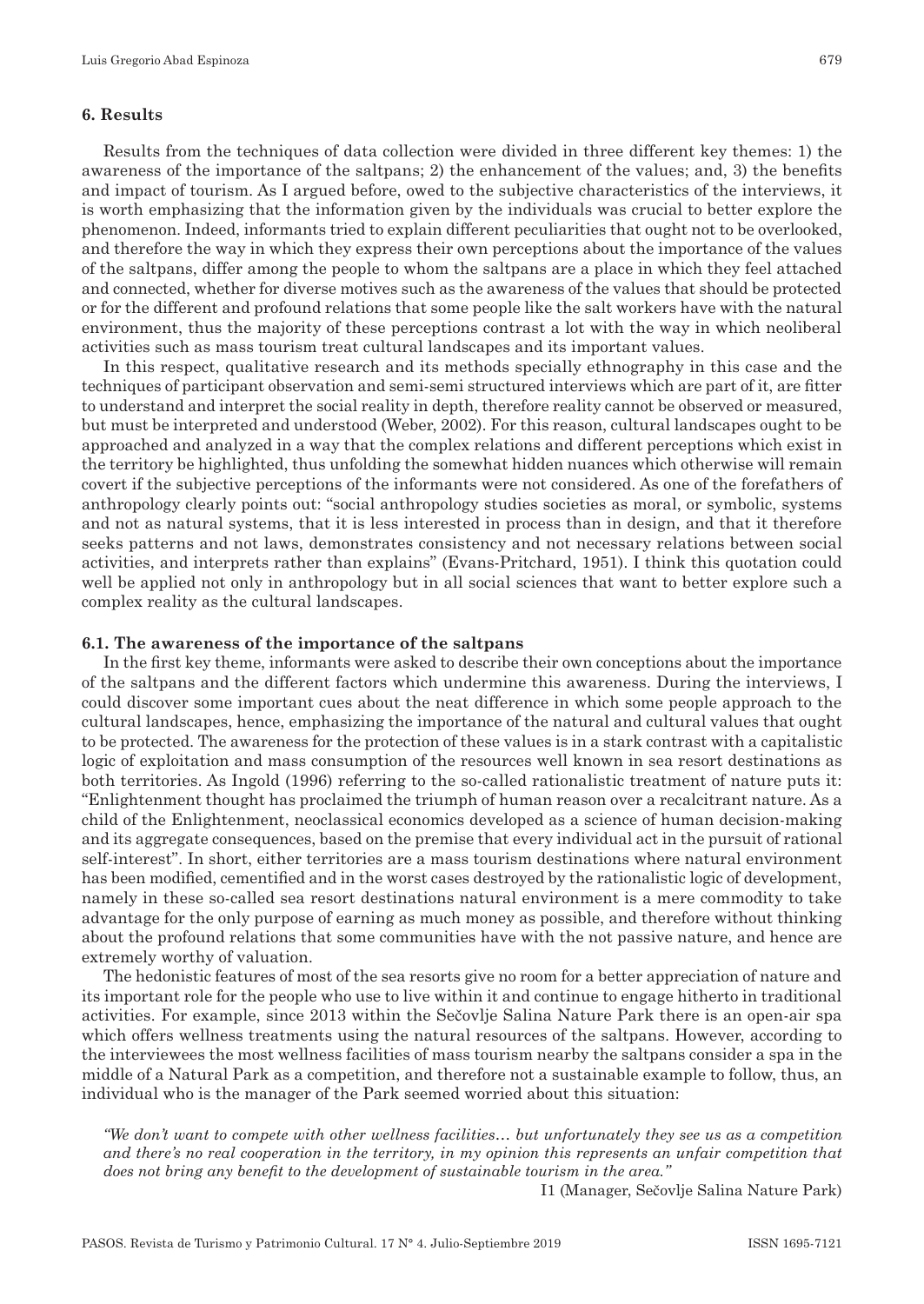## 6. Results

Results from the techniques of data collection were divided in three different key themes: 1) the awareness of the importance of the saltpans; 2) the enhancement of the values; and, 3) the benefits and impact of tourism. As I argued before, owed to the subjective characteristics of the interviews, it is worth emphasizing that the information given by the individuals was crucial to better explore the phenomenon. Indeed, informants tried to explain different peculiarities that ought not to be overlooked, and therefore the way in which they express their own perceptions about the importance of the values of the saltpans, differ among the people to whom the saltpans are a place in which they feel attached and connected, whether for diverse motives such as the awareness of the values that should be protected or for the different and profound relations that some people like the salt workers have with the natural environment, thus the majority of these perceptions contrast a lot with the way in which neoliberal activities such as mass tourism treat cultural landscapes and its important values.

In this respect, qualitative research and its methods specially ethnography in this case and the techniques of participant observation and semi-semi structured interviews which are part of it, are fitter to understand and interpret the social reality in depth, therefore reality cannot be observed or measured, but must be interpreted and understood (Weber, 2002). For this reason, cultural landscapes ought to be approached and analyzed in a way that the complex relations and different perceptions which exist in the territory be highlighted, thus unfolding the somewhat hidden nuances which otherwise will remain covert if the subjective perceptions of the informants were not considered. As one of the forefathers of anthropology clearly points out: "social anthropology studies societies as moral, or symbolic, systems and not as natural systems, that it is less interested in process than in design, and that it therefore seeks patterns and not laws, demonstrates consistency and not necessary relations between social activities, and interprets rather than explains" (Evans-Pritchard, 1951). I think this quotation could well be applied not only in anthropology but in all social sciences that want to better explore such a complex reality as the cultural landscapes.

### 6.1. The awareness of the importance of the saltpans

In the first key theme, informants were asked to describe their own conceptions about the importance of the saltpans and the different factors which undermine this awareness. During the interviews, I could discover some important cues about the neat difference in which some people approach to the cultural landscapes, hence, emphasizing the importance of the natural and cultural values that ought to be protected. The awareness for the protection of these values is in a stark contrast with a capitalistic logic of exploitation and mass consumption of the resources well known in sea resort destinations as both territories. As Ingold (1996) referring to the so-called rationalistic treatment of nature puts it: "Enlightenment thought has proclaimed the triumph of human reason over a recalcitrant nature. As a child of the Enlightenment, neoclassical economics developed as a science of human decision-making and its aggregate consequences, based on the premise that every individual act in the pursuit of rational self-interest". In short, either territories are a mass tourism destinations where natural environment has been modified, cementified and in the worst cases destroyed by the rationalistic logic of development, namely in these so-called sea resort destinations natural environment is a mere commodity to take advantage for the only purpose of earning as much money as possible, and therefore without thinking about the profound relations that some communities have with the not passive nature, and hence are extremely worthy of valuation.

The hedonistic features of most of the sea resorts give no room for a better appreciation of nature and its important role for the people who use to live within it and continue to engage hitherto in traditional activities. For example, since 2013 within the Sečovlje Salina Nature Park there is an open-air spa which offers wellness treatments using the natural resources of the saltpans. However, according to the interviewees the most wellness facilities of mass tourism nearby the saltpans consider a spa in the middle of a Natural Park as a competition, and therefore not a sustainable example to follow, thus, an individual who is the manager of the Park seemed worried about this situation:

> *"We don't want to compete with other wellness facilities… but unfortunately they see us as a competition and there's no real cooperation in the territory, in my opinion this represents an unfair competition that does not bring any benefit to the development of sustainable tourism in the area."*
>
> I1 (Manager, Sečovlje Salina Nature Park)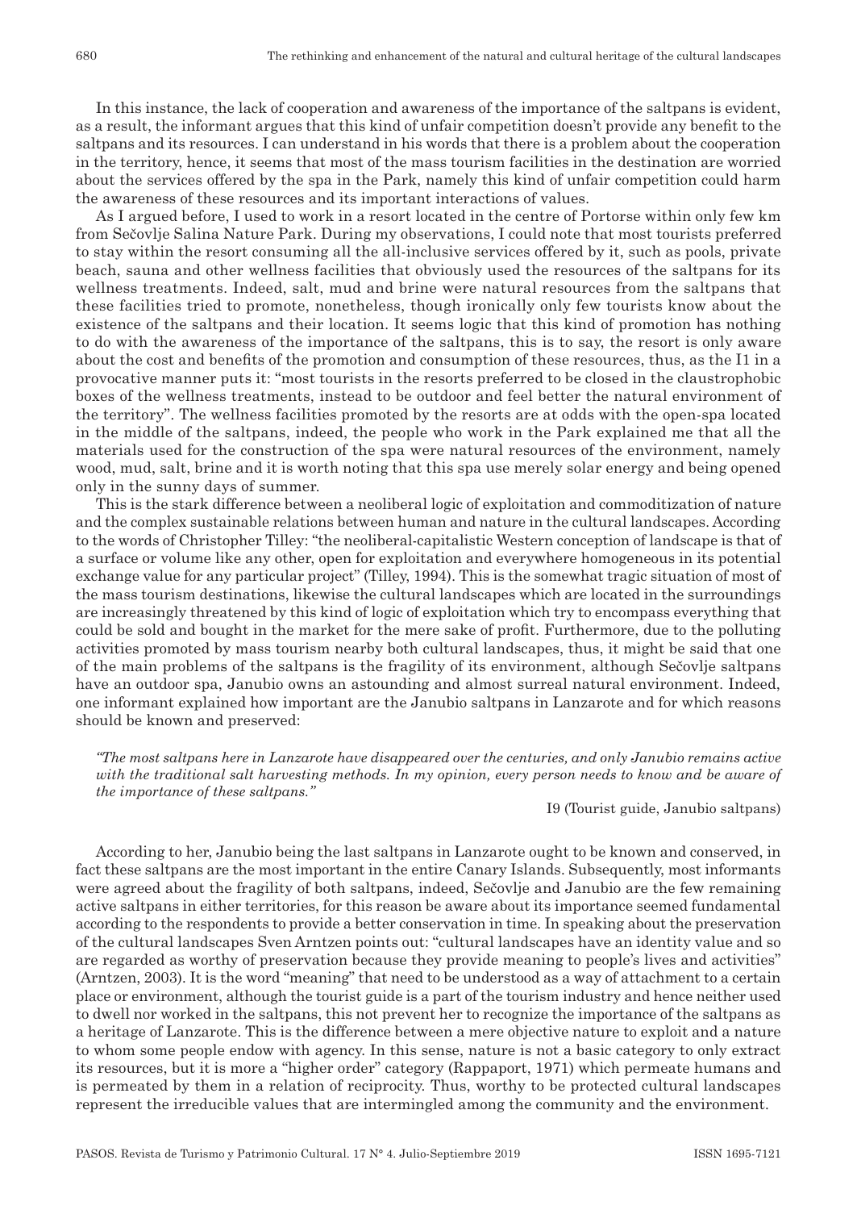In this instance, the lack of cooperation and awareness of the importance of the saltpans is evident, as a result, the informant argues that this kind of unfair competition doesn't provide any benefit to the saltpans and its resources. I can understand in his words that there is a problem about the cooperation in the territory, hence, it seems that most of the mass tourism facilities in the destination are worried about the services offered by the spa in the Park, namely this kind of unfair competition could harm the awareness of these resources and its important interactions of values.

As I argued before, I used to work in a resort located in the centre of Portorse within only few km from Sečovlje Salina Nature Park. During my observations, I could note that most tourists preferred to stay within the resort consuming all the all-inclusive services offered by it, such as pools, private beach, sauna and other wellness facilities that obviously used the resources of the saltpans for its wellness treatments. Indeed, salt, mud and brine were natural resources from the saltpans that these facilities tried to promote, nonetheless, though ironically only few tourists know about the existence of the saltpans and their location. It seems logic that this kind of promotion has nothing to do with the awareness of the importance of the saltpans, this is to say, the resort is only aware about the cost and benefits of the promotion and consumption of these resources, thus, as the I1 in a provocative manner puts it: "most tourists in the resorts preferred to be closed in the claustrophobic boxes of the wellness treatments, instead to be outdoor and feel better the natural environment of the territory". The wellness facilities promoted by the resorts are at odds with the open-spa located in the middle of the saltpans, indeed, the people who work in the Park explained me that all the materials used for the construction of the spa were natural resources of the environment, namely wood, mud, salt, brine and it is worth noting that this spa use merely solar energy and being opened only in the sunny days of summer.

This is the stark difference between a neoliberal logic of exploitation and commoditization of nature and the complex sustainable relations between human and nature in the cultural landscapes. According to the words of Christopher Tilley: "the neoliberal-capitalistic Western conception of landscape is that of a surface or volume like any other, open for exploitation and everywhere homogeneous in its potential exchange value for any particular project" (Tilley, 1994). This is the somewhat tragic situation of most of the mass tourism destinations, likewise the cultural landscapes which are located in the surroundings are increasingly threatened by this kind of logic of exploitation which try to encompass everything that could be sold and bought in the market for the mere sake of profit. Furthermore, due to the polluting activities promoted by mass tourism nearby both cultural landscapes, thus, it might be said that one of the main problems of the saltpans is the fragility of its environment, although Sečovlje saltpans have an outdoor spa, Janubio owns an astounding and almost surreal natural environment. Indeed, one informant explained how important are the Janubio saltpans in Lanzarote and for which reasons should be known and preserved:

> *"The most saltpans here in Lanzarote have disappeared over the centuries, and only Janubio remains active with the traditional salt harvesting methods. In my opinion, every person needs to know and be aware of the importance of these saltpans."*
>
> I9 (Tourist guide, Janubio saltpans)

According to her, Janubio being the last saltpans in Lanzarote ought to be known and conserved, in fact these saltpans are the most important in the entire Canary Islands. Subsequently, most informants were agreed about the fragility of both saltpans, indeed, Sečovlje and Janubio are the few remaining active saltpans in either territories, for this reason be aware about its importance seemed fundamental according to the respondents to provide a better conservation in time. In speaking about the preservation of the cultural landscapes Sven Arntzen points out: "cultural landscapes have an identity value and so are regarded as worthy of preservation because they provide meaning to people's lives and activities" (Arntzen, 2003). It is the word "meaning" that need to be understood as a way of attachment to a certain place or environment, although the tourist guide is a part of the tourism industry and hence neither used to dwell nor worked in the saltpans, this not prevent her to recognize the importance of the saltpans as a heritage of Lanzarote. This is the difference between a mere objective nature to exploit and a nature to whom some people endow with agency. In this sense, nature is not a basic category to only extract its resources, but it is more a "higher order" category (Rappaport, 1971) which permeate humans and is permeated by them in a relation of reciprocity. Thus, worthy to be protected cultural landscapes represent the irreducible values that are intermingled among the community and the environment.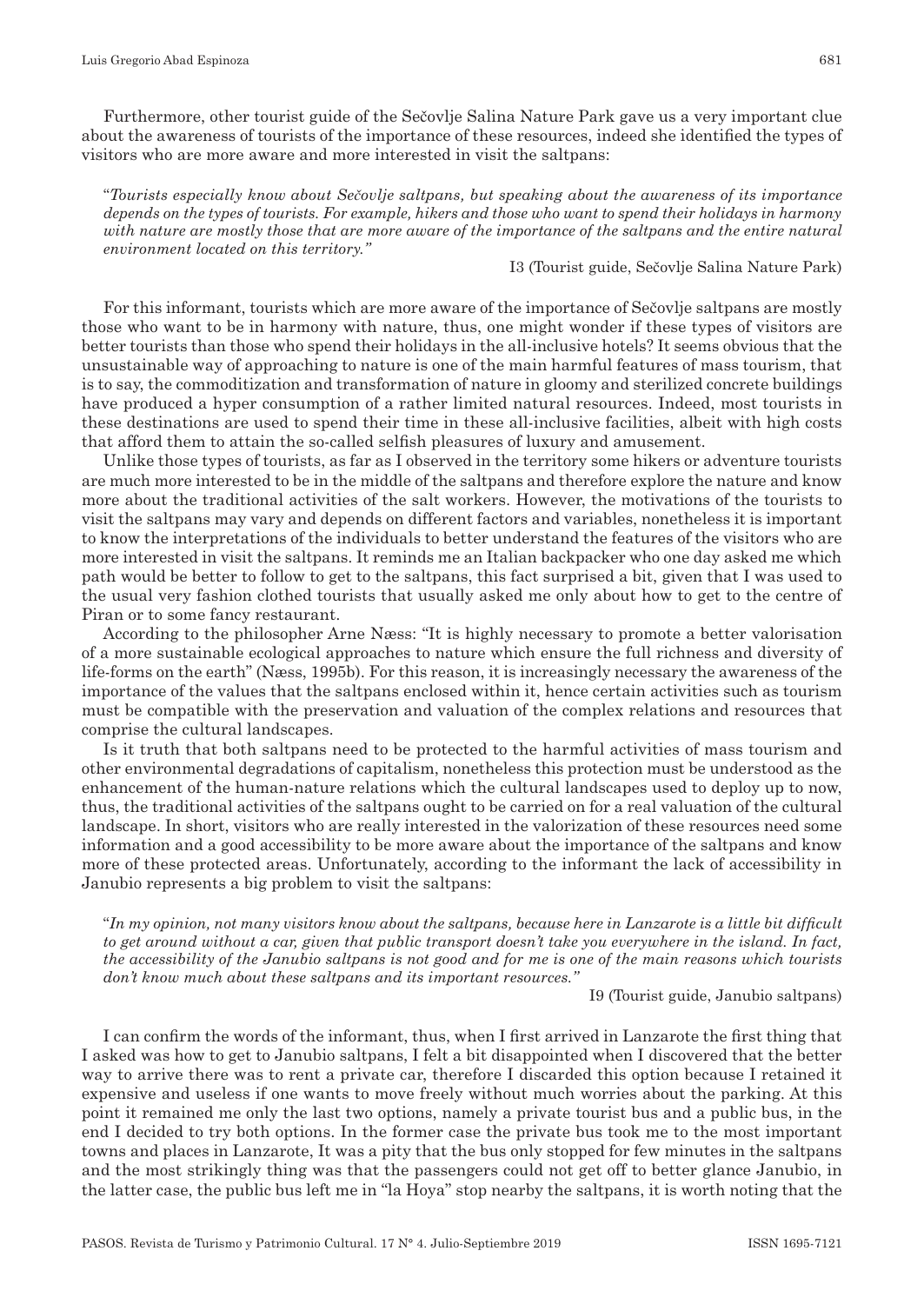Furthermore, other tourist guide of the Sečovlje Salina Nature Park gave us a very important clue about the awareness of tourists of the importance of these resources, indeed she identified the types of visitors who are more aware and more interested in visit the saltpans:

> "*Tourists especially know about Sečovlje saltpans, but speaking about the awareness of its importance depends on the types of tourists. For example, hikers and those who want to spend their holidays in harmony with nature are mostly those that are more aware of the importance of the saltpans and the entire natural environment located on this territory."*
>
> I3 (Tourist guide, Sečovlje Salina Nature Park)

For this informant, tourists which are more aware of the importance of Sečovlje saltpans are mostly those who want to be in harmony with nature, thus, one might wonder if these types of visitors are better tourists than those who spend their holidays in the all-inclusive hotels? It seems obvious that the unsustainable way of approaching to nature is one of the main harmful features of mass tourism, that is to say, the commoditization and transformation of nature in gloomy and sterilized concrete buildings have produced a hyper consumption of a rather limited natural resources. Indeed, most tourists in these destinations are used to spend their time in these all-inclusive facilities, albeit with high costs that afford them to attain the so-called selfish pleasures of luxury and amusement.

Unlike those types of tourists, as far as I observed in the territory some hikers or adventure tourists are much more interested to be in the middle of the saltpans and therefore explore the nature and know more about the traditional activities of the salt workers. However, the motivations of the tourists to visit the saltpans may vary and depends on different factors and variables, nonetheless it is important to know the interpretations of the individuals to better understand the features of the visitors who are more interested in visit the saltpans. It reminds me an Italian backpacker who one day asked me which path would be better to follow to get to the saltpans, this fact surprised a bit, given that I was used to the usual very fashion clothed tourists that usually asked me only about how to get to the centre of Piran or to some fancy restaurant.

According to the philosopher Arne Næss: "It is highly necessary to promote a better valorisation of a more sustainable ecological approaches to nature which ensure the full richness and diversity of life-forms on the earth" (Næss, 1995b). For this reason, it is increasingly necessary the awareness of the importance of the values that the saltpans enclosed within it, hence certain activities such as tourism must be compatible with the preservation and valuation of the complex relations and resources that comprise the cultural landscapes.

Is it truth that both saltpans need to be protected to the harmful activities of mass tourism and other environmental degradations of capitalism, nonetheless this protection must be understood as the enhancement of the human-nature relations which the cultural landscapes used to deploy up to now, thus, the traditional activities of the saltpans ought to be carried on for a real valuation of the cultural landscape. In short, visitors who are really interested in the valorization of these resources need some information and a good accessibility to be more aware about the importance of the saltpans and know more of these protected areas. Unfortunately, according to the informant the lack of accessibility in Janubio represents a big problem to visit the saltpans:

> "*In my opinion, not many visitors know about the saltpans, because here in Lanzarote is a little bit difficult to get around without a car, given that public transport doesn't take you everywhere in the island. In fact, the accessibility of the Janubio saltpans is not good and for me is one of the main reasons which tourists don't know much about these saltpans and its important resources."*
>
> I9 (Tourist guide, Janubio saltpans)

I can confirm the words of the informant, thus, when I first arrived in Lanzarote the first thing that I asked was how to get to Janubio saltpans, I felt a bit disappointed when I discovered that the better way to arrive there was to rent a private car, therefore I discarded this option because I retained it expensive and useless if one wants to move freely without much worries about the parking. At this point it remained me only the last two options, namely a private tourist bus and a public bus, in the end I decided to try both options. In the former case the private bus took me to the most important towns and places in Lanzarote, It was a pity that the bus only stopped for few minutes in the saltpans and the most strikingly thing was that the passengers could not get off to better glance Janubio, in the latter case, the public bus left me in "la Hoya" stop nearby the saltpans, it is worth noting that the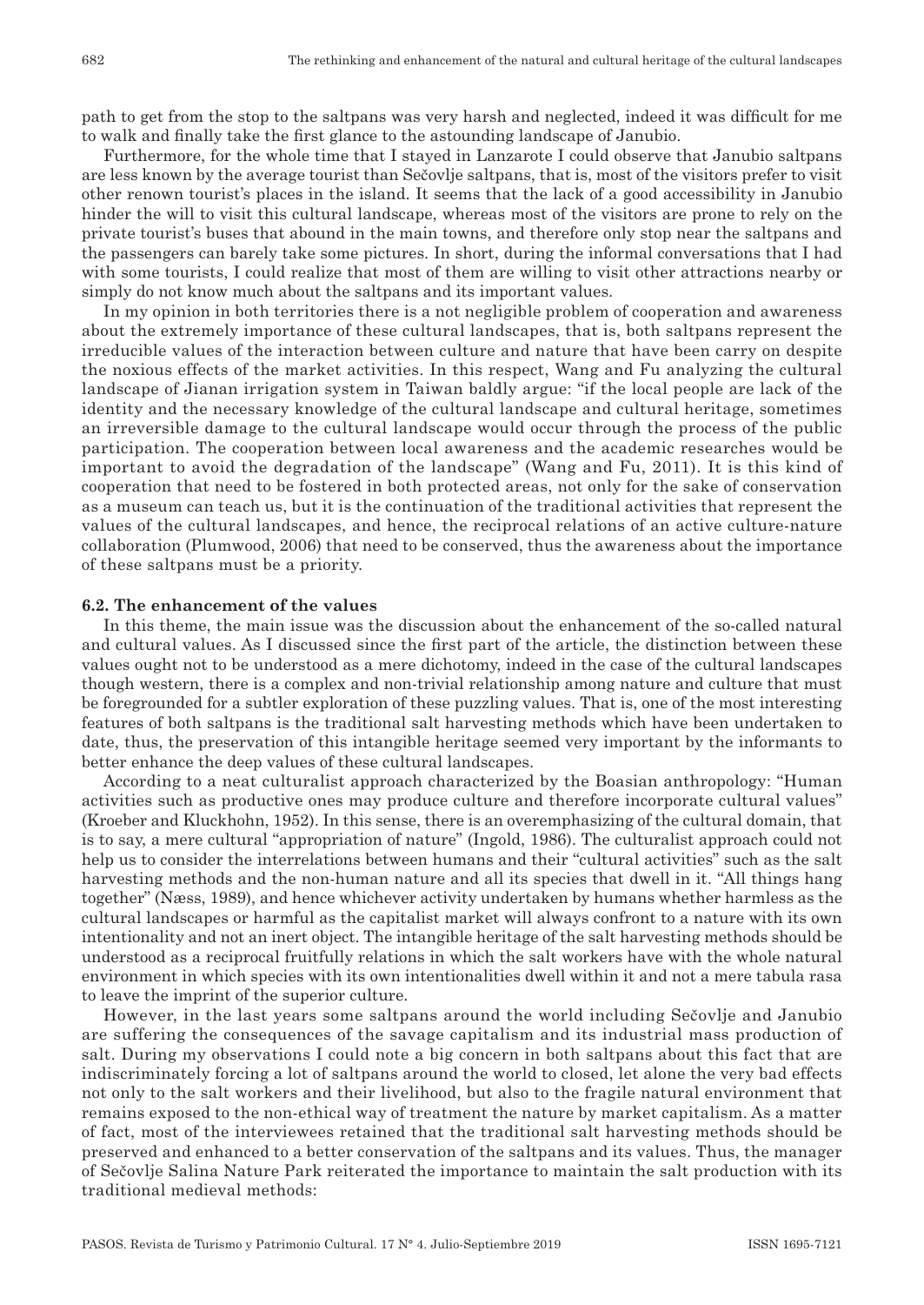path to get from the stop to the saltpans was very harsh and neglected, indeed it was difficult for me to walk and finally take the first glance to the astounding landscape of Janubio.

Furthermore, for the whole time that I stayed in Lanzarote I could observe that Janubio saltpans are less known by the average tourist than Sečovlje saltpans, that is, most of the visitors prefer to visit other renown tourist's places in the island. It seems that the lack of a good accessibility in Janubio hinder the will to visit this cultural landscape, whereas most of the visitors are prone to rely on the private tourist's buses that abound in the main towns, and therefore only stop near the saltpans and the passengers can barely take some pictures. In short, during the informal conversations that I had with some tourists, I could realize that most of them are willing to visit other attractions nearby or simply do not know much about the saltpans and its important values.

In my opinion in both territories there is a not negligible problem of cooperation and awareness about the extremely importance of these cultural landscapes, that is, both saltpans represent the irreducible values of the interaction between culture and nature that have been carry on despite the noxious effects of the market activities. In this respect, Wang and Fu analyzing the cultural landscape of Jianan irrigation system in Taiwan baldly argue: "if the local people are lack of the identity and the necessary knowledge of the cultural landscape and cultural heritage, sometimes an irreversible damage to the cultural landscape would occur through the process of the public participation. The cooperation between local awareness and the academic researches would be important to avoid the degradation of the landscape" (Wang and Fu, 2011). It is this kind of cooperation that need to be fostered in both protected areas, not only for the sake of conservation as a museum can teach us, but it is the continuation of the traditional activities that represent the values of the cultural landscapes, and hence, the reciprocal relations of an active culture-nature collaboration (Plumwood, 2006) that need to be conserved, thus the awareness about the importance of these saltpans must be a priority.

### 6.2. The enhancement of the values

In this theme, the main issue was the discussion about the enhancement of the so-called natural and cultural values. As I discussed since the first part of the article, the distinction between these values ought not to be understood as a mere dichotomy, indeed in the case of the cultural landscapes though western, there is a complex and non-trivial relationship among nature and culture that must be foregrounded for a subtler exploration of these puzzling values. That is, one of the most interesting features of both saltpans is the traditional salt harvesting methods which have been undertaken to date, thus, the preservation of this intangible heritage seemed very important by the informants to better enhance the deep values of these cultural landscapes.

According to a neat culturalist approach characterized by the Boasian anthropology: "Human activities such as productive ones may produce culture and therefore incorporate cultural values" (Kroeber and Kluckhohn, 1952). In this sense, there is an overemphasizing of the cultural domain, that is to say, a mere cultural "appropriation of nature" (Ingold, 1986). The culturalist approach could not help us to consider the interrelations between humans and their "cultural activities" such as the salt harvesting methods and the non-human nature and all its species that dwell in it. "All things hang together" (Næss, 1989), and hence whichever activity undertaken by humans whether harmless as the cultural landscapes or harmful as the capitalist market will always confront to a nature with its own intentionality and not an inert object. The intangible heritage of the salt harvesting methods should be understood as a reciprocal fruitfully relations in which the salt workers have with the whole natural environment in which species with its own intentionalities dwell within it and not a mere tabula rasa to leave the imprint of the superior culture.

However, in the last years some saltpans around the world including Sečovlje and Janubio are suffering the consequences of the savage capitalism and its industrial mass production of salt. During my observations I could note a big concern in both saltpans about this fact that are indiscriminately forcing a lot of saltpans around the world to closed, let alone the very bad effects not only to the salt workers and their livelihood, but also to the fragile natural environment that remains exposed to the non-ethical way of treatment the nature by market capitalism. As a matter of fact, most of the interviewees retained that the traditional salt harvesting methods should be preserved and enhanced to a better conservation of the saltpans and its values. Thus, the manager of Sečovlje Salina Nature Park reiterated the importance to maintain the salt production with its traditional medieval methods: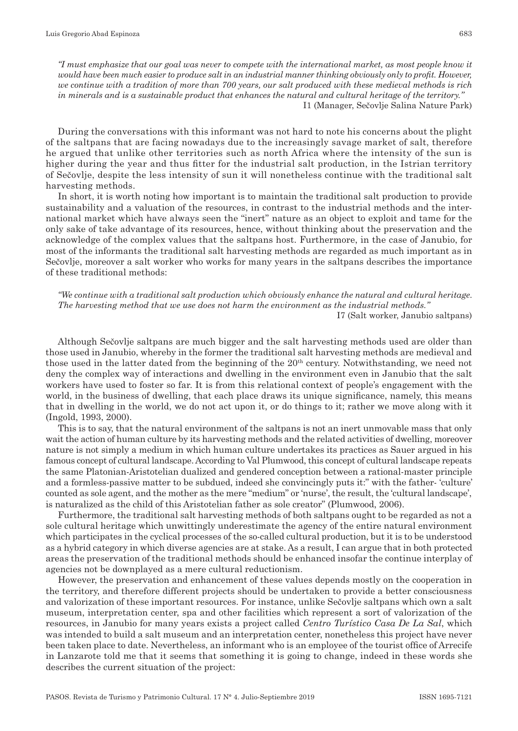*"I must emphasize that our goal was never to compete with the international market, as most people know it would have been much easier to produce salt in an industrial manner thinking obviously only to profit. However, we continue with a tradition of more than 700 years, our salt produced with these medieval methods is rich in minerals and is a sustainable product that enhances the natural and cultural heritage of the territory."*

I1 (Manager, Sečovlje Salina Nature Park)

During the conversations with this informant was not hard to note his concerns about the plight of the saltpans that are facing nowadays due to the increasingly savage market of salt, therefore he argued that unlike other territories such as north Africa where the intensity of the sun is higher during the year and thus fitter for the industrial salt production, in the Istrian territory of Sečovlje, despite the less intensity of sun it will nonetheless continue with the traditional salt harvesting methods.

In short, it is worth noting how important is to maintain the traditional salt production to provide sustainability and a valuation of the resources, in contrast to the industrial methods and the international market which have always seen the "inert" nature as an object to exploit and tame for the only sake of take advantage of its resources, hence, without thinking about the preservation and the acknowledge of the complex values that the saltpans host. Furthermore, in the case of Janubio, for most of the informants the traditional salt harvesting methods are regarded as much important as in Sečovlje, moreover a salt worker who works for many years in the saltpans describes the importance of these traditional methods:

*"We continue with a traditional salt production which obviously enhance the natural and cultural heritage. The harvesting method that we use does not harm the environment as the industrial methods."*

I7 (Salt worker, Janubio saltpans)

Although Sečovlje saltpans are much bigger and the salt harvesting methods used are older than those used in Janubio, whereby in the former the traditional salt harvesting methods are medieval and those used in the latter dated from the beginning of the 20th century. Notwithstanding, we need not deny the complex way of interactions and dwelling in the environment even in Janubio that the salt workers have used to foster so far. It is from this relational context of people's engagement with the world, in the business of dwelling, that each place draws its unique significance, namely, this means that in dwelling in the world, we do not act upon it, or do things to it; rather we move along with it (Ingold, 1993, 2000).

This is to say, that the natural environment of the saltpans is not an inert unmovable mass that only wait the action of human culture by its harvesting methods and the related activities of dwelling, moreover nature is not simply a medium in which human culture undertakes its practices as Sauer argued in his famous concept of cultural landscape. According to Val Plumwood, this concept of cultural landscape repeats the same Platonian-Aristotelian dualized and gendered conception between a rational-master principle and a formless-passive matter to be subdued, indeed she convincingly puts it:" with the father- 'culture' counted as sole agent, and the mother as the mere "medium" or 'nurse', the result, the 'cultural landscape', is naturalized as the child of this Aristotelian father as sole creator" (Plumwood, 2006).

Furthermore, the traditional salt harvesting methods of both saltpans ought to be regarded as not a sole cultural heritage which unwittingly underestimate the agency of the entire natural environment which participates in the cyclical processes of the so-called cultural production, but it is to be understood as a hybrid category in which diverse agencies are at stake. As a result, I can argue that in both protected areas the preservation of the traditional methods should be enhanced insofar the continue interplay of agencies not be downplayed as a mere cultural reductionism.

However, the preservation and enhancement of these values depends mostly on the cooperation in the territory, and therefore different projects should be undertaken to provide a better consciousness and valorization of these important resources. For instance, unlike Sečovlje saltpans which own a salt museum, interpretation center, spa and other facilities which represent a sort of valorization of the resources, in Janubio for many years exists a project called *Centro Turístico Casa De La Sal*, which was intended to build a salt museum and an interpretation center, nonetheless this project have never been taken place to date. Nevertheless, an informant who is an employee of the tourist office of Arrecife in Lanzarote told me that it seems that something it is going to change, indeed in these words she describes the current situation of the project: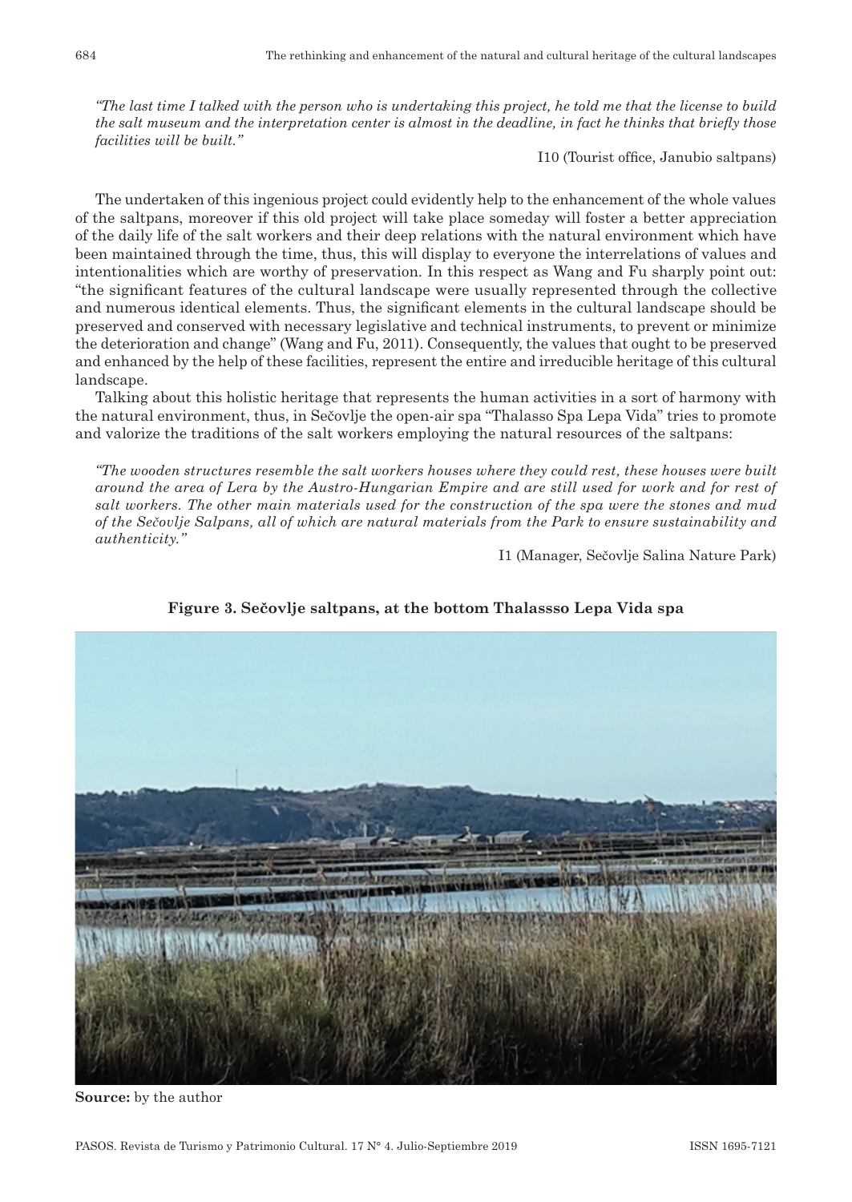*"The last time I talked with the person who is undertaking this project, he told me that the license to build the salt museum and the interpretation center is almost in the deadline, in fact he thinks that briefly those facilities will be built."*

I10 (Tourist office, Janubio saltpans)

The undertaken of this ingenious project could evidently help to the enhancement of the whole values of the saltpans, moreover if this old project will take place someday will foster a better appreciation of the daily life of the salt workers and their deep relations with the natural environment which have been maintained through the time, thus, this will display to everyone the interrelations of values and intentionalities which are worthy of preservation. In this respect as Wang and Fu sharply point out: "the significant features of the cultural landscape were usually represented through the collective and numerous identical elements. Thus, the significant elements in the cultural landscape should be preserved and conserved with necessary legislative and technical instruments, to prevent or minimize the deterioration and change" (Wang and Fu, 2011). Consequently, the values that ought to be preserved and enhanced by the help of these facilities, represent the entire and irreducible heritage of this cultural landscape.

Talking about this holistic heritage that represents the human activities in a sort of harmony with the natural environment, thus, in Sečovlje the open-air spa "Thalasso Spa Lepa Vida" tries to promote and valorize the traditions of the salt workers employing the natural resources of the saltpans:

*"The wooden structures resemble the salt workers houses where they could rest, these houses were built around the area of Lera by the Austro-Hungarian Empire and are still used for work and for rest of salt workers. The other main materials used for the construction of the spa were the stones and mud of the Sečovlje Salpans, all of which are natural materials from the Park to ensure sustainability and authenticity."*

I1 (Manager, Sečovlje Salina Nature Park)

**Figure 3. Sečovlje saltpans, at the bottom Thalassso Lepa Vida spa**

**Source:** by the author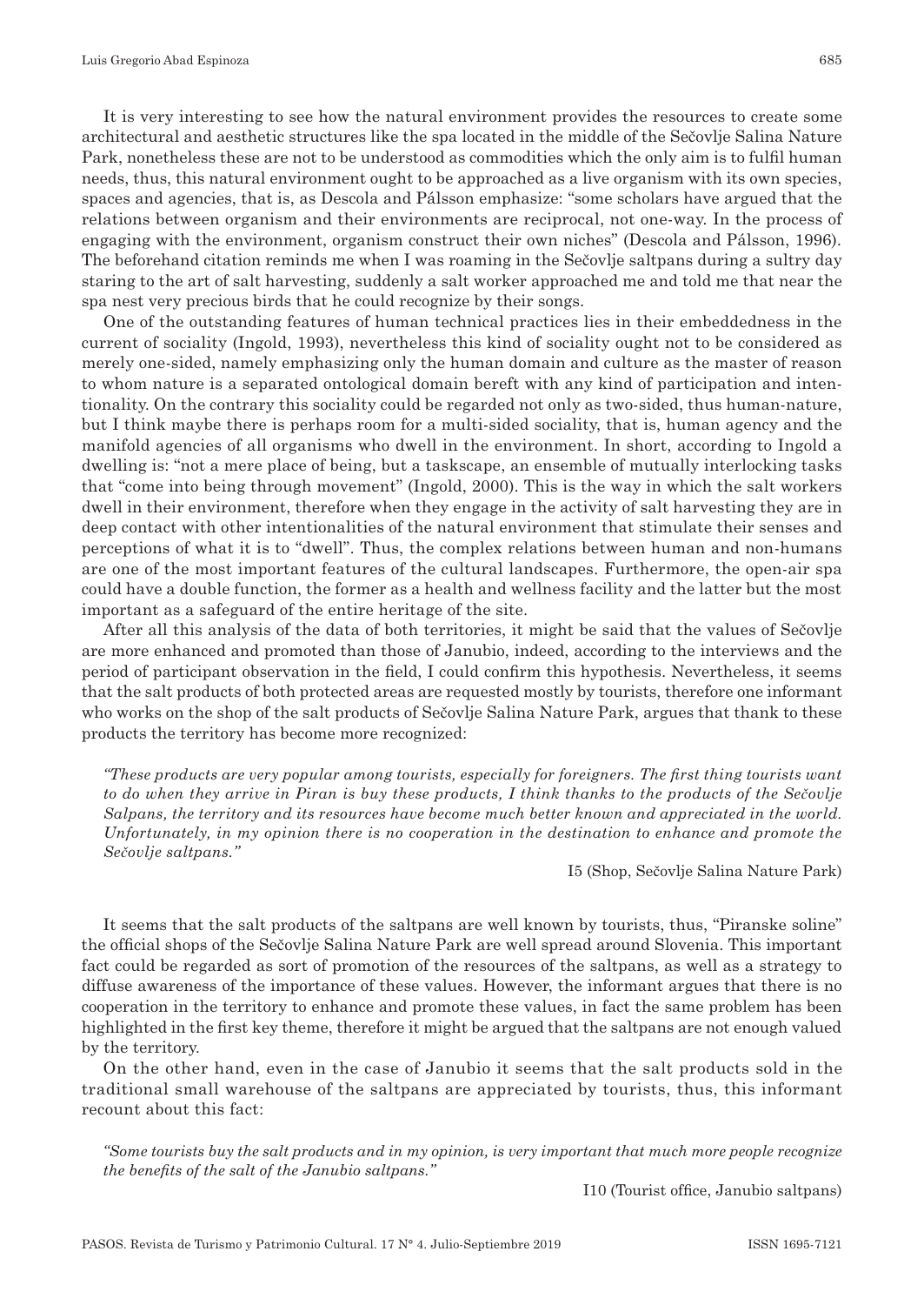It is very interesting to see how the natural environment provides the resources to create some architectural and aesthetic structures like the spa located in the middle of the Sečovlje Salina Nature Park, nonetheless these are not to be understood as commodities which the only aim is to fulfil human needs, thus, this natural environment ought to be approached as a live organism with its own species, spaces and agencies, that is, as Descola and Pálsson emphasize: "some scholars have argued that the relations between organism and their environments are reciprocal, not one-way. In the process of engaging with the environment, organism construct their own niches" (Descola and Pálsson, 1996). The beforehand citation reminds me when I was roaming in the Sečovlje saltpans during a sultry day staring to the art of salt harvesting, suddenly a salt worker approached me and told me that near the spa nest very precious birds that he could recognize by their songs.

One of the outstanding features of human technical practices lies in their embeddedness in the current of sociality (Ingold, 1993), nevertheless this kind of sociality ought not to be considered as merely one-sided, namely emphasizing only the human domain and culture as the master of reason to whom nature is a separated ontological domain bereft with any kind of participation and intentionality. On the contrary this sociality could be regarded not only as two-sided, thus human-nature, but I think maybe there is perhaps room for a multi-sided sociality, that is, human agency and the manifold agencies of all organisms who dwell in the environment. In short, according to Ingold a dwelling is: "not a mere place of being, but a taskscape, an ensemble of mutually interlocking tasks that "come into being through movement" (Ingold, 2000). This is the way in which the salt workers dwell in their environment, therefore when they engage in the activity of salt harvesting they are in deep contact with other intentionalities of the natural environment that stimulate their senses and perceptions of what it is to "dwell". Thus, the complex relations between human and non-humans are one of the most important features of the cultural landscapes. Furthermore, the open-air spa could have a double function, the former as a health and wellness facility and the latter but the most important as a safeguard of the entire heritage of the site.

After all this analysis of the data of both territories, it might be said that the values of Sečovlje are more enhanced and promoted than those of Janubio, indeed, according to the interviews and the period of participant observation in the field, I could confirm this hypothesis. Nevertheless, it seems that the salt products of both protected areas are requested mostly by tourists, therefore one informant who works on the shop of the salt products of Sečovlje Salina Nature Park, argues that thank to these products the territory has become more recognized:

*"These products are very popular among tourists, especially for foreigners. The first thing tourists want to do when they arrive in Piran is buy these products, I think thanks to the products of the Sečovlje Salpans, the territory and its resources have become much better known and appreciated in the world. Unfortunately, in my opinion there is no cooperation in the destination to enhance and promote the Sečovlje saltpans."*

I5 (Shop, Sečovlje Salina Nature Park)

It seems that the salt products of the saltpans are well known by tourists, thus, "Piranske soline" the official shops of the Sečovlje Salina Nature Park are well spread around Slovenia. This important fact could be regarded as sort of promotion of the resources of the saltpans, as well as a strategy to diffuse awareness of the importance of these values. However, the informant argues that there is no cooperation in the territory to enhance and promote these values, in fact the same problem has been highlighted in the first key theme, therefore it might be argued that the saltpans are not enough valued by the territory.

On the other hand, even in the case of Janubio it seems that the salt products sold in the traditional small warehouse of the saltpans are appreciated by tourists, thus, this informant recount about this fact:

*"Some tourists buy the salt products and in my opinion, is very important that much more people recognize the benefits of the salt of the Janubio saltpans."*

I10 (Tourist office, Janubio saltpans)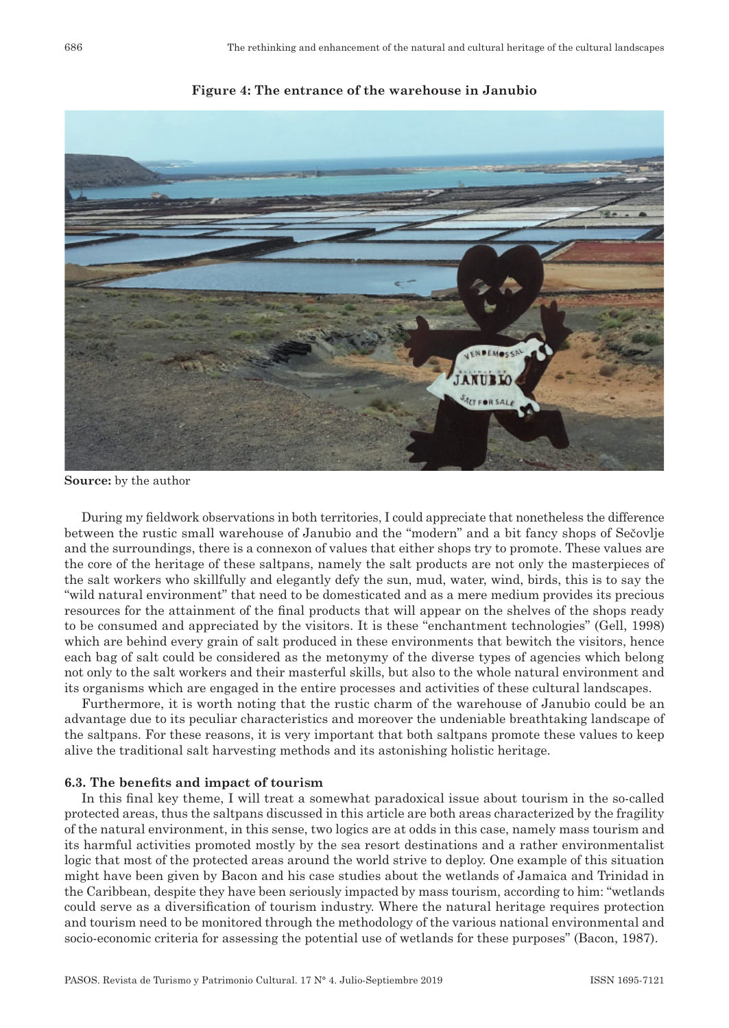**Figure 4: The entrance of the warehouse in Janubio**

**Source:** by the author

During my fieldwork observations in both territories, I could appreciate that nonetheless the difference between the rustic small warehouse of Janubio and the "modern" and a bit fancy shops of Sečovlje and the surroundings, there is a connexon of values that either shops try to promote. These values are the core of the heritage of these saltpans, namely the salt products are not only the masterpieces of the salt workers who skillfully and elegantly defy the sun, mud, water, wind, birds, this is to say the "wild natural environment" that need to be domesticated and as a mere medium provides its precious resources for the attainment of the final products that will appear on the shelves of the shops ready to be consumed and appreciated by the visitors. It is these "enchantment technologies" (Gell, 1998) which are behind every grain of salt produced in these environments that bewitch the visitors, hence each bag of salt could be considered as the metonymy of the diverse types of agencies which belong not only to the salt workers and their masterful skills, but also to the whole natural environment and its organisms which are engaged in the entire processes and activities of these cultural landscapes.

Furthermore, it is worth noting that the rustic charm of the warehouse of Janubio could be an advantage due to its peculiar characteristics and moreover the undeniable breathtaking landscape of the saltpans. For these reasons, it is very important that both saltpans promote these values to keep alive the traditional salt harvesting methods and its astonishing holistic heritage.

### 6.3. The benefits and impact of tourism

In this final key theme, I will treat a somewhat paradoxical issue about tourism in the so-called protected areas, thus the saltpans discussed in this article are both areas characterized by the fragility of the natural environment, in this sense, two logics are at odds in this case, namely mass tourism and its harmful activities promoted mostly by the sea resort destinations and a rather environmentalist logic that most of the protected areas around the world strive to deploy. One example of this situation might have been given by Bacon and his case studies about the wetlands of Jamaica and Trinidad in the Caribbean, despite they have been seriously impacted by mass tourism, according to him: "wetlands could serve as a diversification of tourism industry. Where the natural heritage requires protection and tourism need to be monitored through the methodology of the various national environmental and socio-economic criteria for assessing the potential use of wetlands for these purposes" (Bacon, 1987).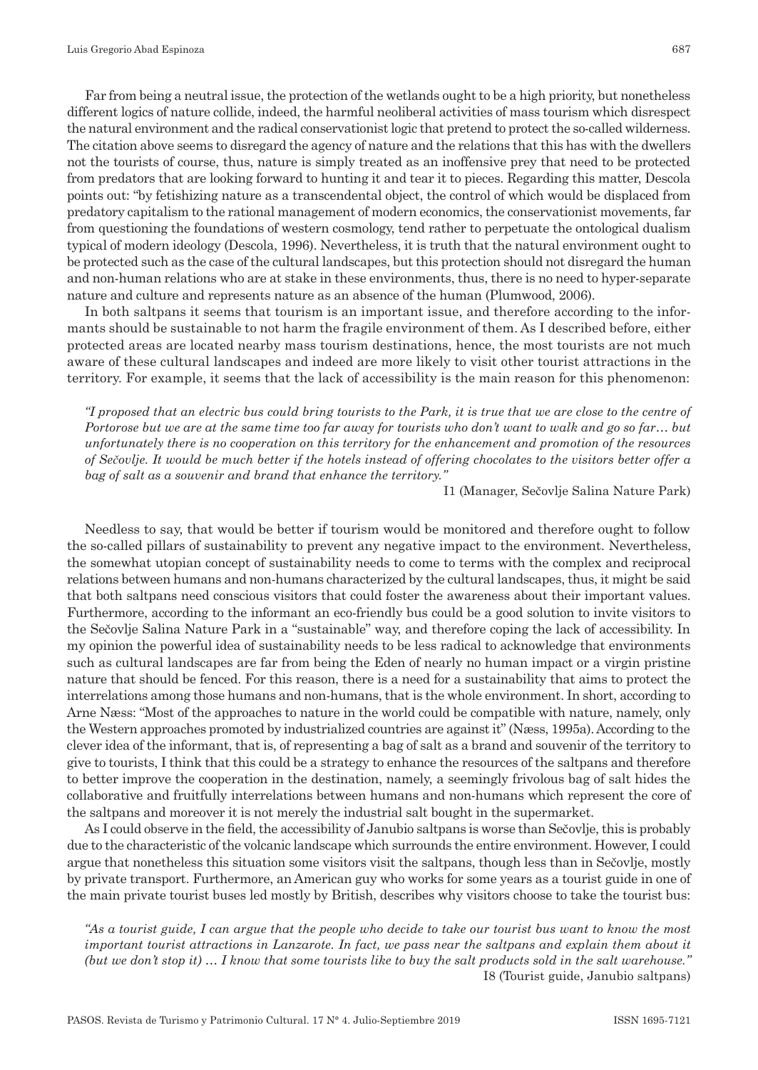Far from being a neutral issue, the protection of the wetlands ought to be a high priority, but nonetheless different logics of nature collide, indeed, the harmful neoliberal activities of mass tourism which disrespect the natural environment and the radical conservationist logic that pretend to protect the so-called wilderness. The citation above seems to disregard the agency of nature and the relations that this has with the dwellers not the tourists of course, thus, nature is simply treated as an inoffensive prey that need to be protected from predators that are looking forward to hunting it and tear it to pieces. Regarding this matter, Descola points out: "by fetishizing nature as a transcendental object, the control of which would be displaced from predatory capitalism to the rational management of modern economics, the conservationist movements, far from questioning the foundations of western cosmology, tend rather to perpetuate the ontological dualism typical of modern ideology (Descola, 1996). Nevertheless, it is truth that the natural environment ought to be protected such as the case of the cultural landscapes, but this protection should not disregard the human and non-human relations who are at stake in these environments, thus, there is no need to hyper-separate nature and culture and represents nature as an absence of the human (Plumwood, 2006).

In both saltpans it seems that tourism is an important issue, and therefore according to the informants should be sustainable to not harm the fragile environment of them. As I described before, either protected areas are located nearby mass tourism destinations, hence, the most tourists are not much aware of these cultural landscapes and indeed are more likely to visit other tourist attractions in the territory. For example, it seems that the lack of accessibility is the main reason for this phenomenon:

> *"I proposed that an electric bus could bring tourists to the Park, it is true that we are close to the centre of Portorose but we are at the same time too far away for tourists who don't want to walk and go so far… but unfortunately there is no cooperation on this territory for the enhancement and promotion of the resources of Sečovlje. It would be much better if the hotels instead of offering chocolates to the visitors better offer a bag of salt as a souvenir and brand that enhance the territory."*
>
> I1 (Manager, Sečovlje Salina Nature Park)

Needless to say, that would be better if tourism would be monitored and therefore ought to follow the so-called pillars of sustainability to prevent any negative impact to the environment. Nevertheless, the somewhat utopian concept of sustainability needs to come to terms with the complex and reciprocal relations between humans and non-humans characterized by the cultural landscapes, thus, it might be said that both saltpans need conscious visitors that could foster the awareness about their important values. Furthermore, according to the informant an eco-friendly bus could be a good solution to invite visitors to the Sečovlje Salina Nature Park in a "sustainable" way, and therefore coping the lack of accessibility. In my opinion the powerful idea of sustainability needs to be less radical to acknowledge that environments such as cultural landscapes are far from being the Eden of nearly no human impact or a virgin pristine nature that should be fenced. For this reason, there is a need for a sustainability that aims to protect the interrelations among those humans and non-humans, that is the whole environment. In short, according to Arne Næss: "Most of the approaches to nature in the world could be compatible with nature, namely, only the Western approaches promoted by industrialized countries are against it" (Næss, 1995a). According to the clever idea of the informant, that is, of representing a bag of salt as a brand and souvenir of the territory to give to tourists, I think that this could be a strategy to enhance the resources of the saltpans and therefore to better improve the cooperation in the destination, namely, a seemingly frivolous bag of salt hides the collaborative and fruitfully interrelations between humans and non-humans which represent the core of the saltpans and moreover it is not merely the industrial salt bought in the supermarket.

As I could observe in the field, the accessibility of Janubio saltpans is worse than Sečovlje, this is probably due to the characteristic of the volcanic landscape which surrounds the entire environment. However, I could argue that nonetheless this situation some visitors visit the saltpans, though less than in Sečovlje, mostly by private transport. Furthermore, an American guy who works for some years as a tourist guide in one of the main private tourist buses led mostly by British, describes why visitors choose to take the tourist bus:

> *"As a tourist guide, I can argue that the people who decide to take our tourist bus want to know the most important tourist attractions in Lanzarote. In fact, we pass near the saltpans and explain them about it (but we don't stop it) … I know that some tourists like to buy the salt products sold in the salt warehouse."*
>
> I8 (Tourist guide, Janubio saltpans)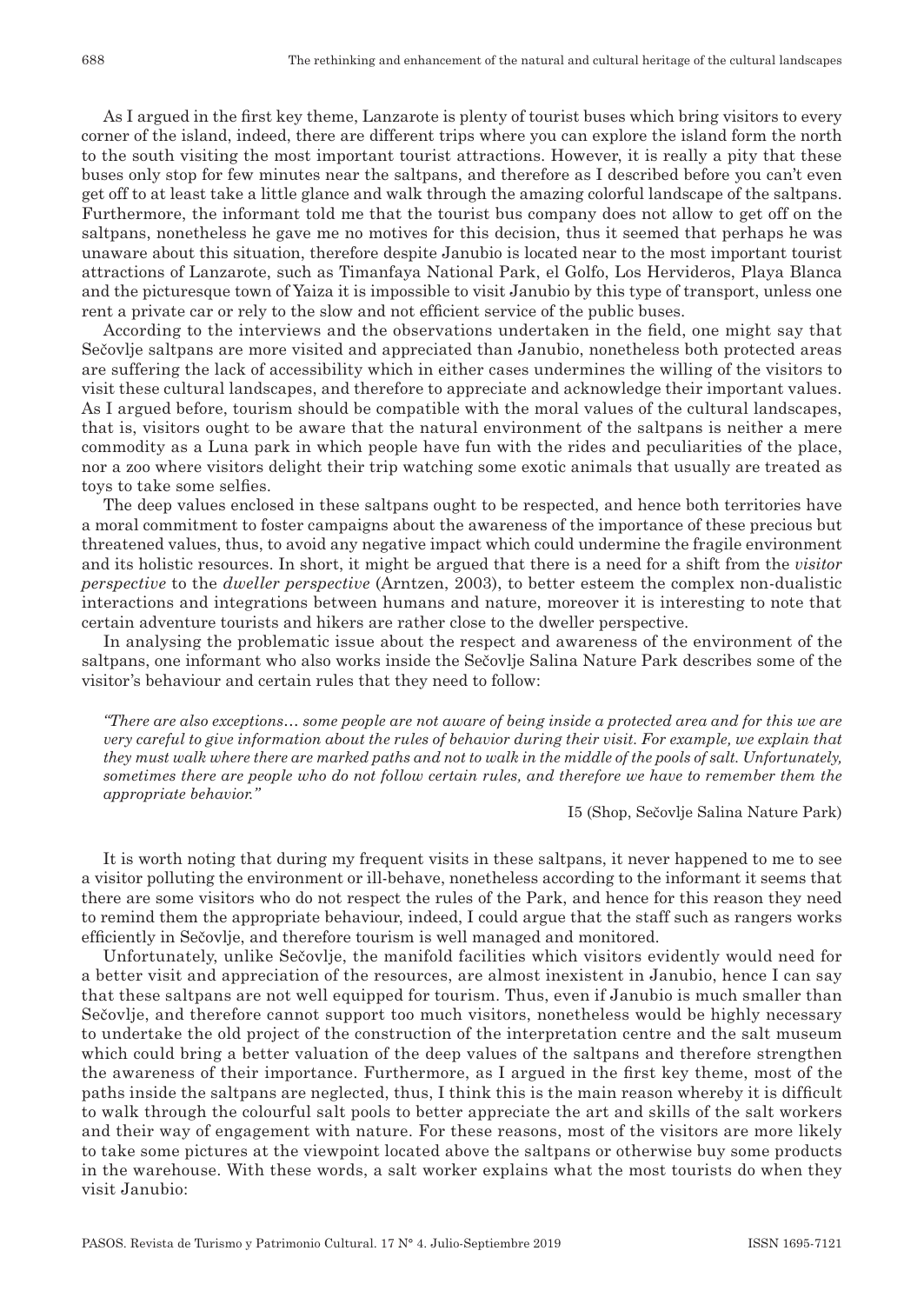As I argued in the first key theme, Lanzarote is plenty of tourist buses which bring visitors to every corner of the island, indeed, there are different trips where you can explore the island form the north to the south visiting the most important tourist attractions. However, it is really a pity that these buses only stop for few minutes near the saltpans, and therefore as I described before you can't even get off to at least take a little glance and walk through the amazing colorful landscape of the saltpans. Furthermore, the informant told me that the tourist bus company does not allow to get off on the saltpans, nonetheless he gave me no motives for this decision, thus it seemed that perhaps he was unaware about this situation, therefore despite Janubio is located near to the most important tourist attractions of Lanzarote, such as Timanfaya National Park, el Golfo, Los Hervideros, Playa Blanca and the picturesque town of Yaiza it is impossible to visit Janubio by this type of transport, unless one rent a private car or rely to the slow and not efficient service of the public buses.

According to the interviews and the observations undertaken in the field, one might say that Sečovlje saltpans are more visited and appreciated than Janubio, nonetheless both protected areas are suffering the lack of accessibility which in either cases undermines the willing of the visitors to visit these cultural landscapes, and therefore to appreciate and acknowledge their important values. As I argued before, tourism should be compatible with the moral values of the cultural landscapes, that is, visitors ought to be aware that the natural environment of the saltpans is neither a mere commodity as a Luna park in which people have fun with the rides and peculiarities of the place, nor a zoo where visitors delight their trip watching some exotic animals that usually are treated as toys to take some selfies.

The deep values enclosed in these saltpans ought to be respected, and hence both territories have a moral commitment to foster campaigns about the awareness of the importance of these precious but threatened values, thus, to avoid any negative impact which could undermine the fragile environment and its holistic resources. In short, it might be argued that there is a need for a shift from the *visitor perspective* to the *dweller perspective* (Arntzen, 2003), to better esteem the complex non-dualistic interactions and integrations between humans and nature, moreover it is interesting to note that certain adventure tourists and hikers are rather close to the dweller perspective.

In analysing the problematic issue about the respect and awareness of the environment of the saltpans, one informant who also works inside the Sečovlje Salina Nature Park describes some of the visitor's behaviour and certain rules that they need to follow:

> *"There are also exceptions… some people are not aware of being inside a protected area and for this we are very careful to give information about the rules of behavior during their visit. For example, we explain that they must walk where there are marked paths and not to walk in the middle of the pools of salt. Unfortunately, sometimes there are people who do not follow certain rules, and therefore we have to remember them the appropriate behavior."*
>
> I5 (Shop, Sečovlje Salina Nature Park)

It is worth noting that during my frequent visits in these saltpans, it never happened to me to see a visitor polluting the environment or ill-behave, nonetheless according to the informant it seems that there are some visitors who do not respect the rules of the Park, and hence for this reason they need to remind them the appropriate behaviour, indeed, I could argue that the staff such as rangers works efficiently in Sečovlje, and therefore tourism is well managed and monitored.

Unfortunately, unlike Sečovlje, the manifold facilities which visitors evidently would need for a better visit and appreciation of the resources, are almost inexistent in Janubio, hence I can say that these saltpans are not well equipped for tourism. Thus, even if Janubio is much smaller than Sečovlje, and therefore cannot support too much visitors, nonetheless would be highly necessary to undertake the old project of the construction of the interpretation centre and the salt museum which could bring a better valuation of the deep values of the saltpans and therefore strengthen the awareness of their importance. Furthermore, as I argued in the first key theme, most of the paths inside the saltpans are neglected, thus, I think this is the main reason whereby it is difficult to walk through the colourful salt pools to better appreciate the art and skills of the salt workers and their way of engagement with nature. For these reasons, most of the visitors are more likely to take some pictures at the viewpoint located above the saltpans or otherwise buy some products in the warehouse. With these words, a salt worker explains what the most tourists do when they visit Janubio: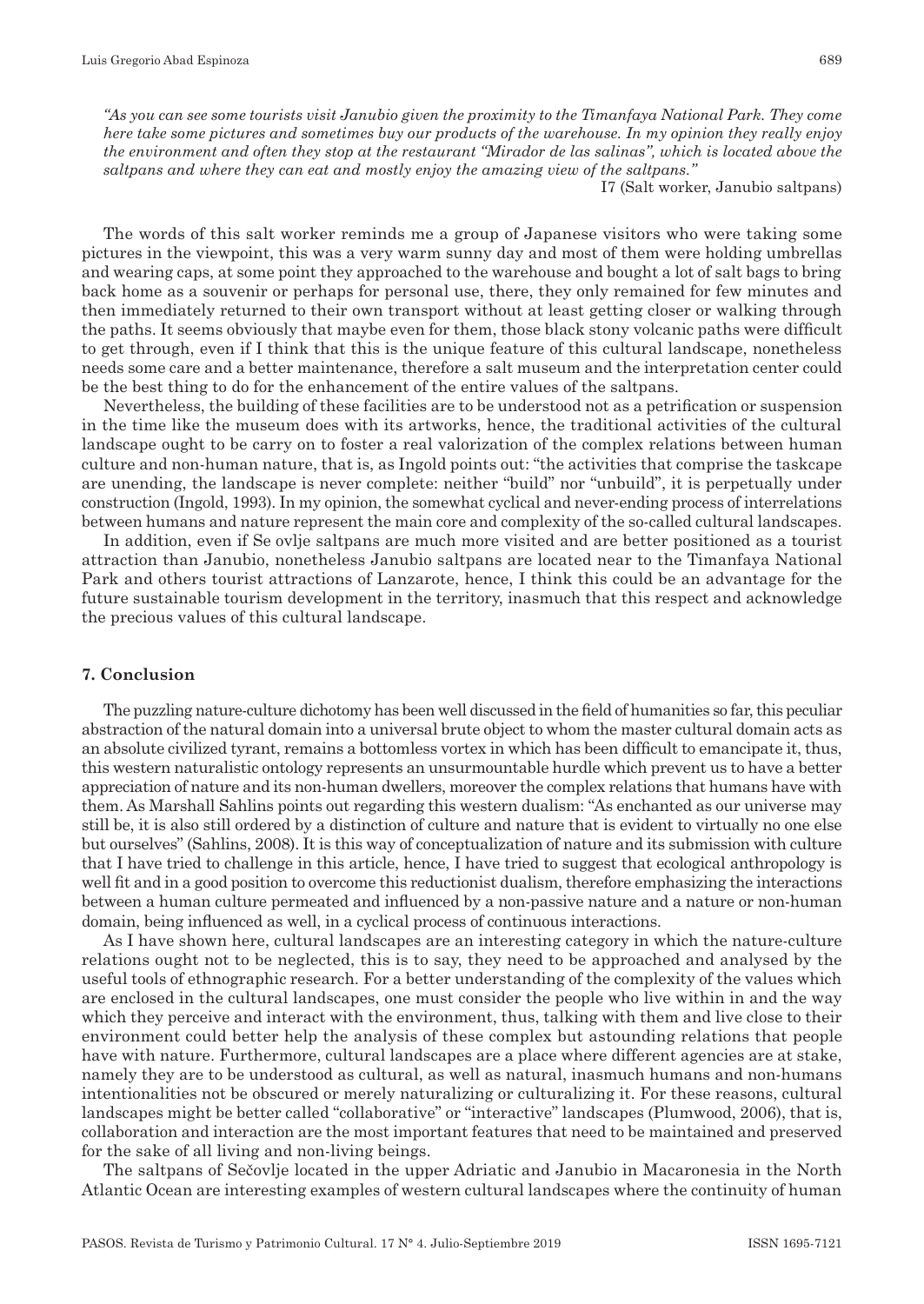*"As you can see some tourists visit Janubio given the proximity to the Timanfaya National Park. They come here take some pictures and sometimes buy our products of the warehouse. In my opinion they really enjoy the environment and often they stop at the restaurant "Mirador de las salinas", which is located above the saltpans and where they can eat and mostly enjoy the amazing view of the saltpans."*

I7 (Salt worker, Janubio saltpans)

The words of this salt worker reminds me a group of Japanese visitors who were taking some pictures in the viewpoint, this was a very warm sunny day and most of them were holding umbrellas and wearing caps, at some point they approached to the warehouse and bought a lot of salt bags to bring back home as a souvenir or perhaps for personal use, there, they only remained for few minutes and then immediately returned to their own transport without at least getting closer or walking through the paths. It seems obviously that maybe even for them, those black stony volcanic paths were difficult to get through, even if I think that this is the unique feature of this cultural landscape, nonetheless needs some care and a better maintenance, therefore a salt museum and the interpretation center could be the best thing to do for the enhancement of the entire values of the saltpans.

Nevertheless, the building of these facilities are to be understood not as a petrification or suspension in the time like the museum does with its artworks, hence, the traditional activities of the cultural landscape ought to be carry on to foster a real valorization of the complex relations between human culture and non-human nature, that is, as Ingold points out: "the activities that comprise the taskcape are unending, the landscape is never complete: neither "build" nor "unbuild", it is perpetually under construction (Ingold, 1993). In my opinion, the somewhat cyclical and never-ending process of interrelations between humans and nature represent the main core and complexity of the so-called cultural landscapes.

In addition, even if Se ovlje saltpans are much more visited and are better positioned as a tourist attraction than Janubio, nonetheless Janubio saltpans are located near to the Timanfaya National Park and others tourist attractions of Lanzarote, hence, I think this could be an advantage for the future sustainable tourism development in the territory, inasmuch that this respect and acknowledge the precious values of this cultural landscape.

## 7. Conclusion

The puzzling nature-culture dichotomy has been well discussed in the field of humanities so far, this peculiar abstraction of the natural domain into a universal brute object to whom the master cultural domain acts as an absolute civilized tyrant, remains a bottomless vortex in which has been difficult to emancipate it, thus, this western naturalistic ontology represents an unsurmountable hurdle which prevent us to have a better appreciation of nature and its non-human dwellers, moreover the complex relations that humans have with them. As Marshall Sahlins points out regarding this western dualism: "As enchanted as our universe may still be, it is also still ordered by a distinction of culture and nature that is evident to virtually no one else but ourselves" (Sahlins, 2008). It is this way of conceptualization of nature and its submission with culture that I have tried to challenge in this article, hence, I have tried to suggest that ecological anthropology is well fit and in a good position to overcome this reductionist dualism, therefore emphasizing the interactions between a human culture permeated and influenced by a non-passive nature and a nature or non-human domain, being influenced as well, in a cyclical process of continuous interactions.

As I have shown here, cultural landscapes are an interesting category in which the nature-culture relations ought not to be neglected, this is to say, they need to be approached and analysed by the useful tools of ethnographic research. For a better understanding of the complexity of the values which are enclosed in the cultural landscapes, one must consider the people who live within in and the way which they perceive and interact with the environment, thus, talking with them and live close to their environment could better help the analysis of these complex but astounding relations that people have with nature. Furthermore, cultural landscapes are a place where different agencies are at stake, namely they are to be understood as cultural, as well as natural, inasmuch humans and non-humans intentionalities not be obscured or merely naturalizing or culturalizing it. For these reasons, cultural landscapes might be better called "collaborative" or "interactive" landscapes (Plumwood, 2006), that is, collaboration and interaction are the most important features that need to be maintained and preserved for the sake of all living and non-living beings.

The saltpans of Sečovlje located in the upper Adriatic and Janubio in Macaronesia in the North Atlantic Ocean are interesting examples of western cultural landscapes where the continuity of human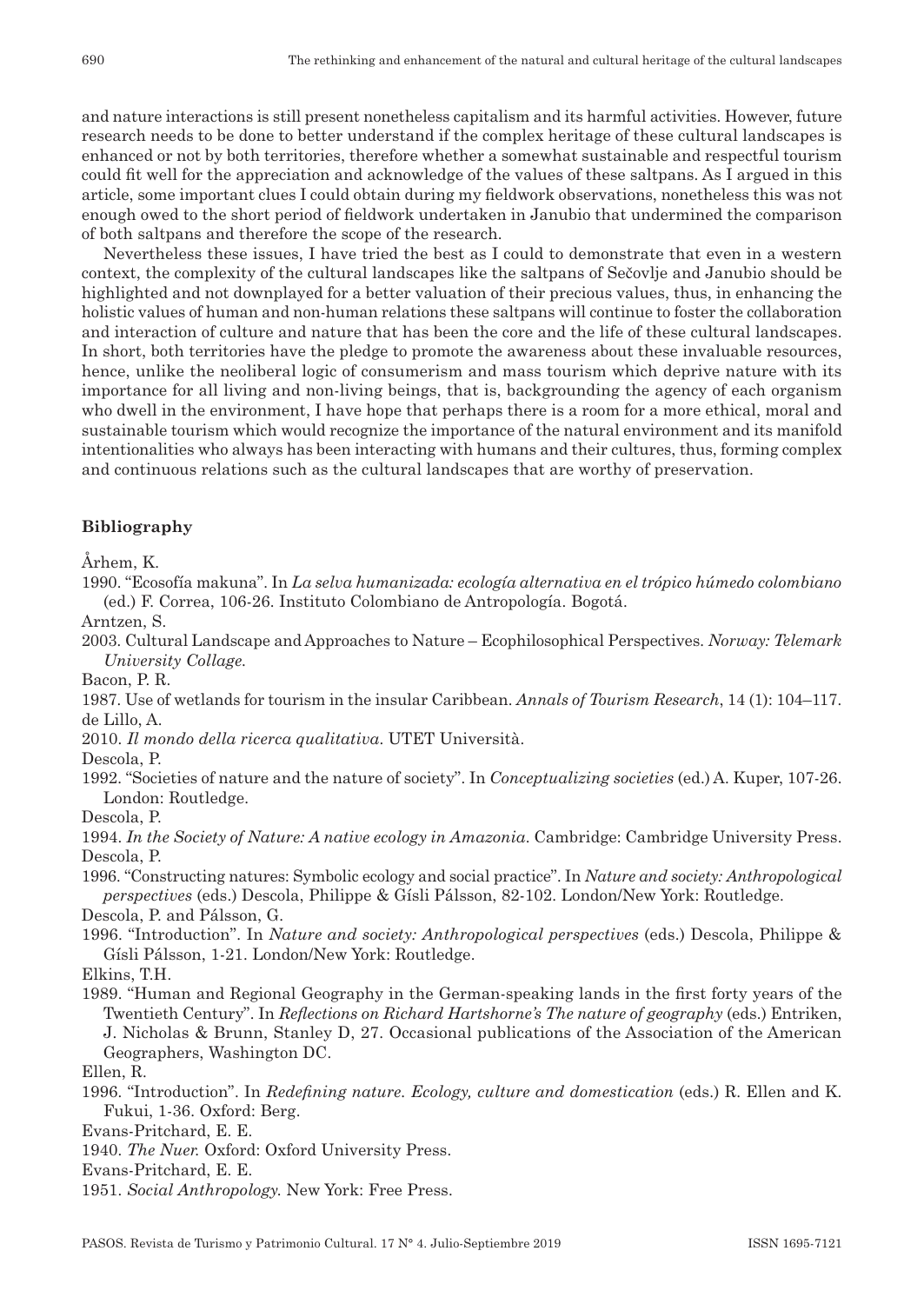and nature interactions is still present nonetheless capitalism and its harmful activities. However, future research needs to be done to better understand if the complex heritage of these cultural landscapes is enhanced or not by both territories, therefore whether a somewhat sustainable and respectful tourism could fit well for the appreciation and acknowledge of the values of these saltpans. As I argued in this article, some important clues I could obtain during my fieldwork observations, nonetheless this was not enough owed to the short period of fieldwork undertaken in Janubio that undermined the comparison of both saltpans and therefore the scope of the research.

Nevertheless these issues, I have tried the best as I could to demonstrate that even in a western context, the complexity of the cultural landscapes like the saltpans of Sečovlje and Janubio should be highlighted and not downplayed for a better valuation of their precious values, thus, in enhancing the holistic values of human and non-human relations these saltpans will continue to foster the collaboration and interaction of culture and nature that has been the core and the life of these cultural landscapes. In short, both territories have the pledge to promote the awareness about these invaluable resources, hence, unlike the neoliberal logic of consumerism and mass tourism which deprive nature with its importance for all living and non-living beings, that is, backgrounding the agency of each organism who dwell in the environment, I have hope that perhaps there is a room for a more ethical, moral and sustainable tourism which would recognize the importance of the natural environment and its manifold intentionalities who always has been interacting with humans and their cultures, thus, forming complex and continuous relations such as the cultural landscapes that are worthy of preservation.

## Bibliography

Århem, K.

1990. "Ecosofía makuna". In *La selva humanizada: ecología alternativa en el trópico húmedo colombiano* (ed.) F. Correa, 106-26. Instituto Colombiano de Antropología. Bogotá.

Arntzen, S.

2003. Cultural Landscape and Approaches to Nature – Ecophilosophical Perspectives. *Norway: Telemark University Collage.*

Bacon, P. R.

1987. Use of wetlands for tourism in the insular Caribbean. *Annals of Tourism Research*, 14 (1): 104–117.

de Lillo, A.

2010. *Il mondo della ricerca qualitativa*. UTET Università.

Descola, P.

1992. "Societies of nature and the nature of society". In *Conceptualizing societies* (ed.) A. Kuper, 107-26. London: Routledge.

Descola, P.

1994. *In the Society of Nature: A native ecology in Amazonia*. Cambridge: Cambridge University Press.

Descola, P.

1996. "Constructing natures: Symbolic ecology and social practice". In *Nature and society: Anthropological perspectives* (eds.) Descola, Philippe & Gísli Pálsson, 82-102. London/New York: Routledge.

Descola, P. and Pálsson, G.

1996. "Introduction". In *Nature and society: Anthropological perspectives* (eds.) Descola, Philippe & Gísli Pálsson, 1-21. London/New York: Routledge.

Elkins, T.H.

1989. "Human and Regional Geography in the German-speaking lands in the first forty years of the Twentieth Century". In *Reflections on Richard Hartshorne's The nature of geography* (eds.) Entriken, J. Nicholas & Brunn, Stanley D, 27. Occasional publications of the Association of the American Geographers, Washington DC.

Ellen, R.

1996. "Introduction". In *Redefining nature. Ecology, culture and domestication* (eds.) R. Ellen and K. Fukui, 1-36. Oxford: Berg.

Evans-Pritchard, E. E.

1940. *The Nuer.* Oxford: Oxford University Press.

Evans-Pritchard, E. E.

1951. *Social Anthropology.* New York: Free Press.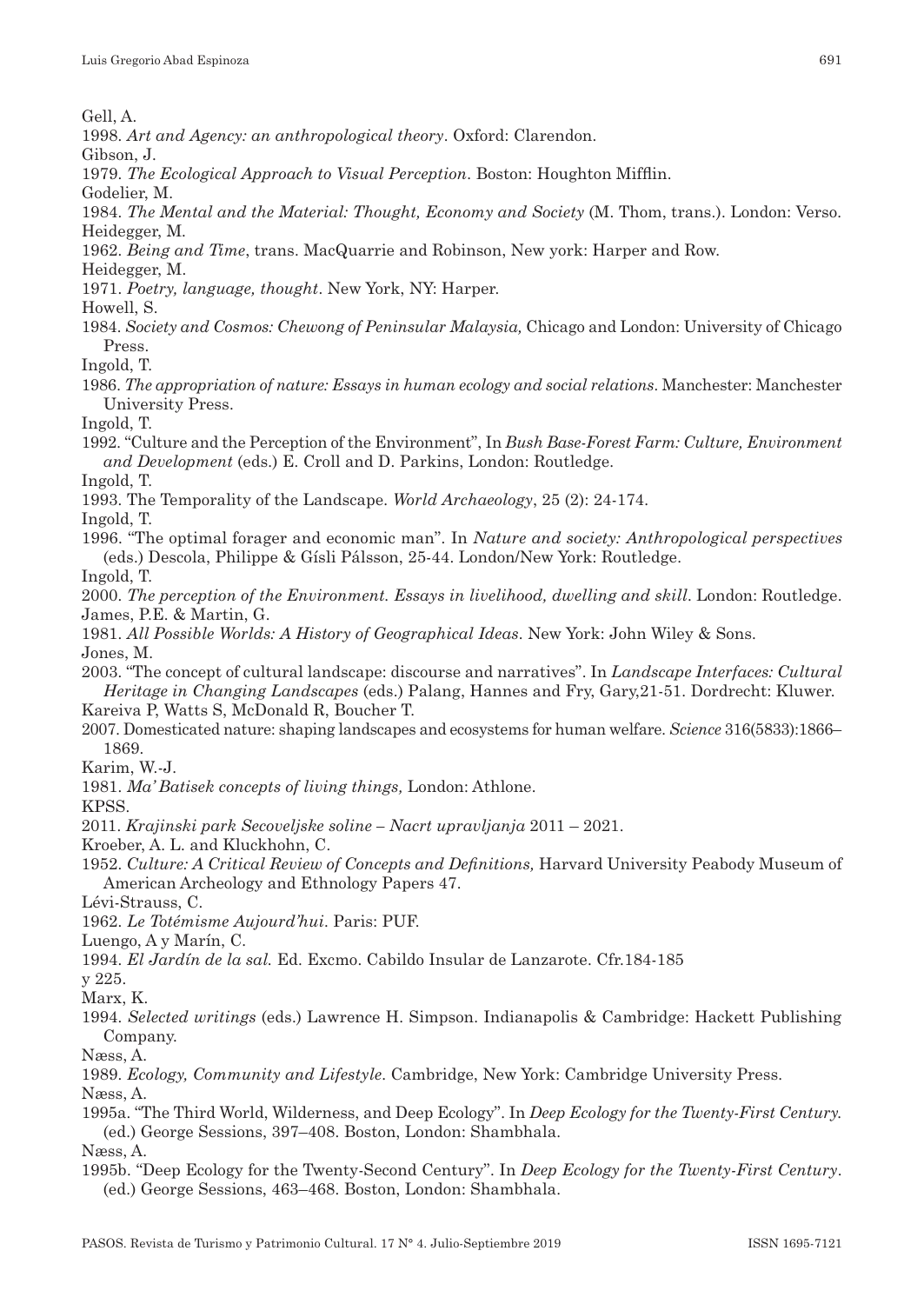Gell, A.

1998. *Art and Agency: an anthropological theory*. Oxford: Clarendon.

Gibson, J.

1979. *The Ecological Approach to Visual Perception*. Boston: Houghton Mifflin.

Godelier, M.

1984. *The Mental and the Material: Thought, Economy and Society* (M. Thom, trans.). London: Verso.

Heidegger, M.

1962. *Being and Time*, trans. MacQuarrie and Robinson, New york: Harper and Row.

Heidegger, M.

1971. *Poetry, language, thought*. New York, NY: Harper.

Howell, S.

1984. *Society and Cosmos: Chewong of Peninsular Malaysia,* Chicago and London: University of Chicago Press.

Ingold, T.

1986. *The appropriation of nature: Essays in human ecology and social relations*. Manchester: Manchester University Press.

Ingold, T.

1992. "Culture and the Perception of the Environment", In *Bush Base-Forest Farm: Culture, Environment and Development* (eds.) E. Croll and D. Parkins, London: Routledge.

Ingold, T.

1993. The Temporality of the Landscape. *World Archaeology*, 25 (2): 24-174.

Ingold, T.

1996. "The optimal forager and economic man". In *Nature and society: Anthropological perspectives* (eds.) Descola, Philippe & Gísli Pálsson, 25-44. London/New York: Routledge.

Ingold, T.

2000. *The perception of the Environment. Essays in livelihood, dwelling and skill*. London: Routledge.

James, P.E. & Martin, G.

1981. *All Possible Worlds: A History of Geographical Ideas*. New York: John Wiley & Sons.

Jones, M.

2003. "The concept of cultural landscape: discourse and narratives". In *Landscape Interfaces: Cultural Heritage in Changing Landscapes* (eds.) Palang, Hannes and Fry, Gary,21-51. Dordrecht: Kluwer.

Kareiva P, Watts S, McDonald R, Boucher T.

2007. Domesticated nature: shaping landscapes and ecosystems for human welfare. *Science* 316(5833):1866–1869.

Karim, W.-J.

1981. *Ma' Batisek concepts of living things,* London: Athlone.

KPSS.

2011. *Krajinski park Secoveljske soline – Nacrt upravljanja* 2011 – 2021.

Kroeber, A. L. and Kluckhohn, C.

1952. *Culture: A Critical Review of Concepts and Definitions,* Harvard University Peabody Museum of American Archeology and Ethnology Papers 47.

Lévi-Strauss, C.

1962. *Le Totémisme Aujourd'hui*. Paris: PUF.

Luengo, A y Marín, C.

1994. *El Jardín de la sal.* Ed. Excmo. Cabildo Insular de Lanzarote. Cfr.184-185 y 225.

Marx, K.

1994. *Selected writings* (eds.) Lawrence H. Simpson. Indianapolis & Cambridge: Hackett Publishing Company.

Næss, A.

1989. *Ecology, Community and Lifestyle*. Cambridge, New York: Cambridge University Press.

Næss, A.

1995a. "The Third World, Wilderness, and Deep Ecology". In *Deep Ecology for the Twenty-First Century.* (ed.) George Sessions, 397–408. Boston, London: Shambhala.

Næss, A.

1995b. "Deep Ecology for the Twenty-Second Century". In *Deep Ecology for the Twenty-First Century*. (ed.) George Sessions, 463–468. Boston, London: Shambhala.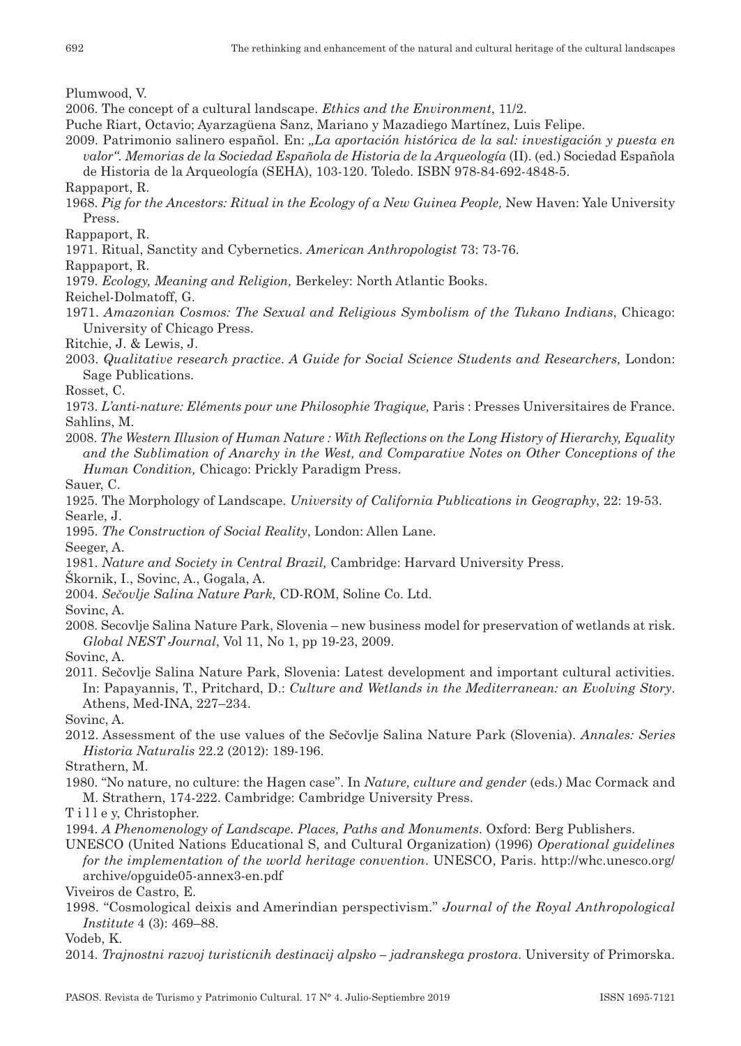Plumwood, V.

2006. The concept of a cultural landscape. *Ethics and the Environment*, 11/2.

Puche Riart, Octavio; Ayarzagüena Sanz, Mariano y Mazadiego Martínez, Luis Felipe.

2009. Patrimonio salinero español. En: *„La aportación histórica de la sal: investigación y puesta en valor". Memorias de la Sociedad Española de Historia de la Arqueología* (II). (ed.) Sociedad Española de Historia de la Arqueología (SEHA), 103-120. Toledo. ISBN 978-84-692-4848-5.

Rappaport, R.

1968. *Pig for the Ancestors: Ritual in the Ecology of a New Guinea People,* New Haven: Yale University Press.

Rappaport, R.

1971. Ritual, Sanctity and Cybernetics. *American Anthropologist* 73: 73-76.

Rappaport, R.

1979. *Ecology, Meaning and Religion,* Berkeley: North Atlantic Books.

Reichel-Dolmatoff, G.

1971. *Amazonian Cosmos: The Sexual and Religious Symbolism of the Tukano Indians*, Chicago: University of Chicago Press.

Ritchie, J. & Lewis, J.

2003. *Qualitative research practice. A Guide for Social Science Students and Researchers,* London: Sage Publications.

Rosset, C.

1973. *L'anti-nature: Eléments pour une Philosophie Tragique,* Paris : Presses Universitaires de France.

Sahlins, M.

2008. *The Western Illusion of Human Nature : With Reflections on the Long History of Hierarchy, Equality and the Sublimation of Anarchy in the West, and Comparative Notes on Other Conceptions of the Human Condition,* Chicago: Prickly Paradigm Press.

Sauer, C.

1925. The Morphology of Landscape. *University of California Publications in Geography*, 22: 19-53.

Searle, J.

1995. *The Construction of Social Reality*, London: Allen Lane.

Seeger, A.

1981. *Nature and Society in Central Brazil,* Cambridge: Harvard University Press.

Škornik, I., Sovinc, A., Gogala, A.

2004. *Sečovlje Salina Nature Park,* CD-ROM, Soline Co. Ltd.

Sovinc, A.

2008. Secovlje Salina Nature Park, Slovenia – new business model for preservation of wetlands at risk. *Global NEST Journal*, Vol 11, No 1, pp 19-23, 2009.

Sovinc, A.

2011. Sečovlje Salina Nature Park, Slovenia: Latest development and important cultural activities. In: Papayannis, T., Pritchard, D.: *Culture and Wetlands in the Mediterranean: an Evolving Story*. Athens, Med-INA, 227–234.

Sovinc, A.

2012. Assessment of the use values of the Sečovlje Salina Nature Park (Slovenia). *Annales: Series Historia Naturalis* 22.2 (2012): 189-196.

Strathern, M.

1980. "No nature, no culture: the Hagen case". In *Nature, culture and gender* (eds.) Mac Cormack and M. Strathern, 174-222. Cambridge: Cambridge University Press.

T i l l e y, Christopher.

1994. *A Phenomenology of Landscape. Places, Paths and Monuments*. Oxford: Berg Publishers.

UNESCO (United Nations Educational S, and Cultural Organization) (1996) *Operational guidelines for the implementation of the world heritage convention*. UNESCO, Paris. http://whc.unesco.org/archive/opguide05-annex3-en.pdf

Viveiros de Castro, E.

1998. "Cosmological deixis and Amerindian perspectivism." *Journal of the Royal Anthropological Institute* 4 (3): 469–88.

Vodeb, K.

2014. *Trajnostni razvoj turisticnih destinacij alpsko – jadranskega prostora*. University of Primorska.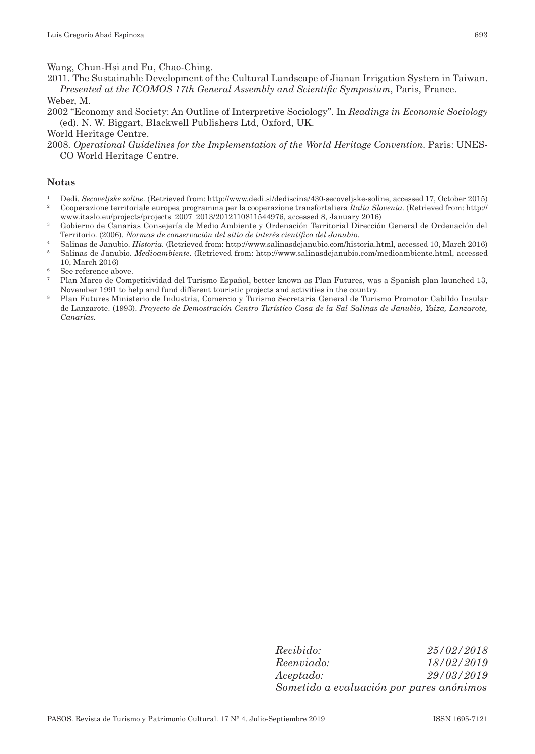Wang, Chun-Hsi and Fu, Chao-Ching.

2011. The Sustainable Development of the Cultural Landscape of Jianan Irrigation System in Taiwan. *Presented at the ICOMOS 17th General Assembly and Scientific Symposium*, Paris, France.

Weber, M.

2002 "Economy and Society: An Outline of Interpretive Sociology". In *Readings in Economic Sociology* (ed). N. W. Biggart, Blackwell Publishers Ltd, Oxford, UK.

World Heritage Centre.

2008. *Operational Guidelines for the Implementation of the World Heritage Convention*. Paris: UNESCO World Heritage Centre.

## Notas

1. Dedi. *Secoveljske soline*. (Retrieved from: http://www.dedi.si/dediscina/430-secoveljske-soline, accessed 17, October 2015)
2. Cooperazione territoriale europea programma per la cooperazione transfortaliera *Italia Slovenia*. (Retrieved from: http://www.itaslo.eu/projects/projects_2007_2013/2012110811544976, accessed 8, January 2016)
3. Gobierno de Canarias Consejería de Medio Ambiente y Ordenación Territorial Dirección General de Ordenación del Territorio. (2006). *Normas de conservación del sitio de interés científico del Janubio*.
4. Salinas de Janubio. *Historia*. (Retrieved from: http://www.salinasdejanubio.com/historia.html, accessed 10, March 2016)
5. Salinas de Janubio. *Medioambiente*. (Retrieved from: http://www.salinasdejanubio.com/medioambiente.html, accessed 10, March 2016)
6. See reference above.
7. Plan Marco de Competitividad del Turismo Español, better known as Plan Futures, was a Spanish plan launched 13, November 1991 to help and fund different touristic projects and activities in the country.
8. Plan Futures Ministerio de Industria, Comercio y Turismo Secretaria General de Turismo Promotor Cabildo Insular de Lanzarote. (1993). *Proyecto de Demostración Centro Turístico Casa de la Sal Salinas de Janubio, Yaiza, Lanzarote, Canarias.*

*Recibido: 25/02/2018*
*Reenviado: 18/02/2019*
*Aceptado: 29/03/2019*
*Sometido a evaluación por pares anónimos*